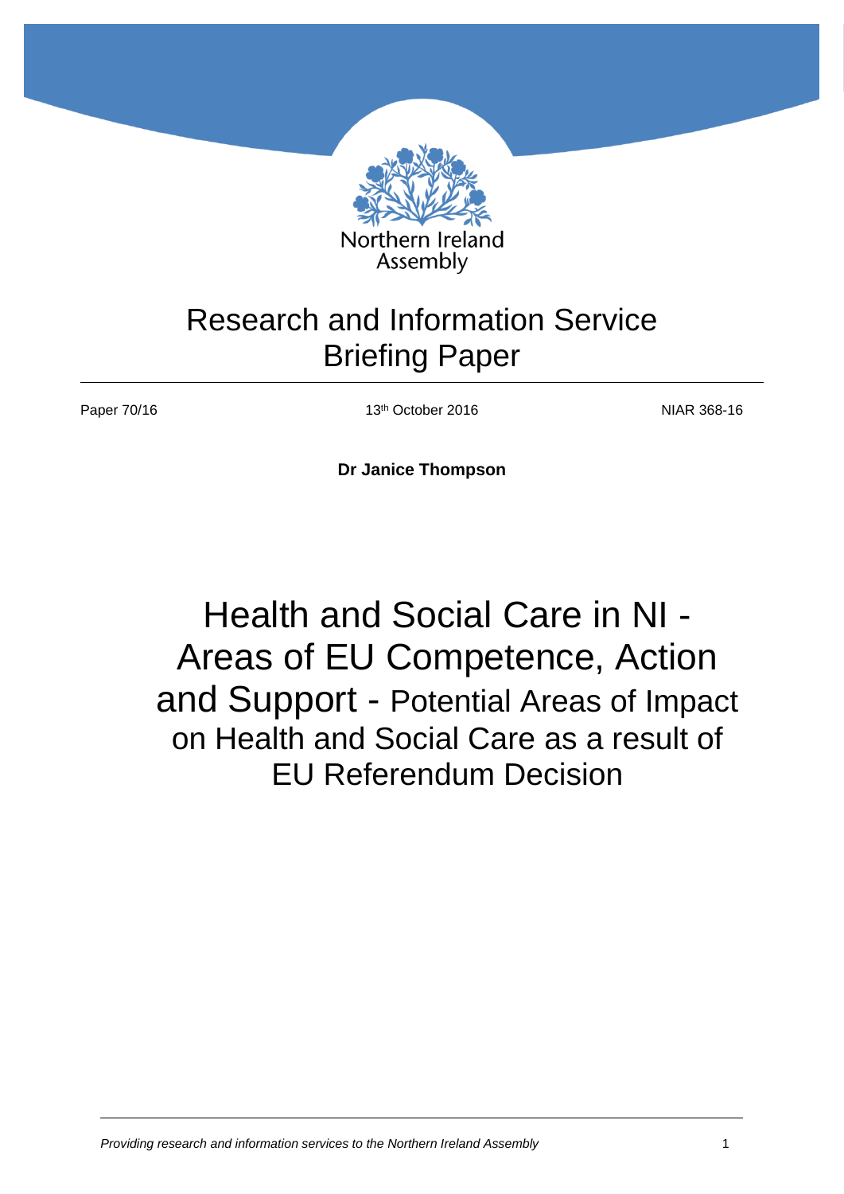Northern Ireland Assembly

# Research and Information Service Briefing Paper

Paper 70/16 | 13th October 2016 | NIAR 368-16

**Dr Janice Thompson**

# Health and Social Care in NI - Areas of EU Competence, Action and Support - Potential Areas of Impact on Health and Social Care as a result of EU Referendum Decision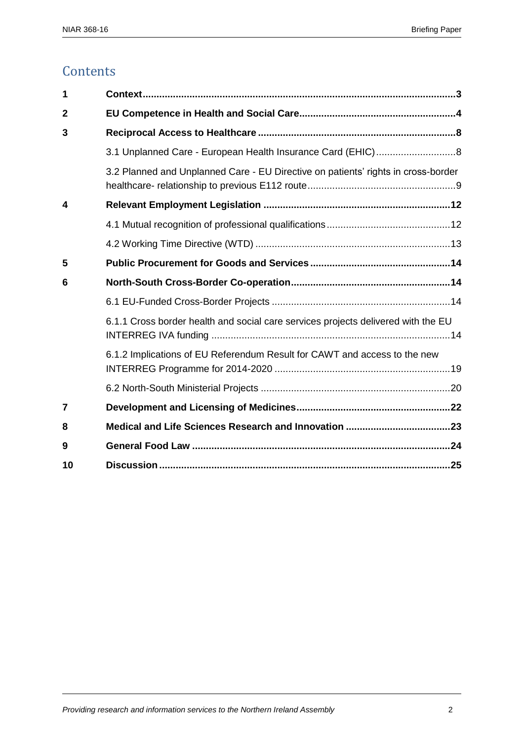## Contents

| | | |
|---|---|---|
| **1** | **Context** | **3** |
| **2** | **EU Competence in Health and Social Care** | **4** |
| **3** | **Reciprocal Access to Healthcare** | **8** |
| | 3.1 Unplanned Care - European Health Insurance Card (EHIC) | 8 |
| | 3.2 Planned and Unplanned Care - EU Directive on patients' rights in cross-border healthcare- relationship to previous E112 route | 9 |
| **4** | **Relevant Employment Legislation** | **12** |
| | 4.1 Mutual recognition of professional qualifications | 12 |
| | 4.2 Working Time Directive (WTD) | 13 |
| **5** | **Public Procurement for Goods and Services** | **14** |
| **6** | **North-South Cross-Border Co-operation** | **14** |
| | 6.1 EU-Funded Cross-Border Projects | 14 |
| | 6.1.1 Cross border health and social care services projects delivered with the EU INTERREG IVA funding | 14 |
| | 6.1.2 Implications of EU Referendum Result for CAWT and access to the new INTERREG Programme for 2014-2020 | 19 |
| | 6.2 North-South Ministerial Projects | 20 |
| **7** | **Development and Licensing of Medicines** | **22** |
| **8** | **Medical and Life Sciences Research and Innovation** | **23** |
| **9** | **General Food Law** | **24** |
| **10** | **Discussion** | **25** |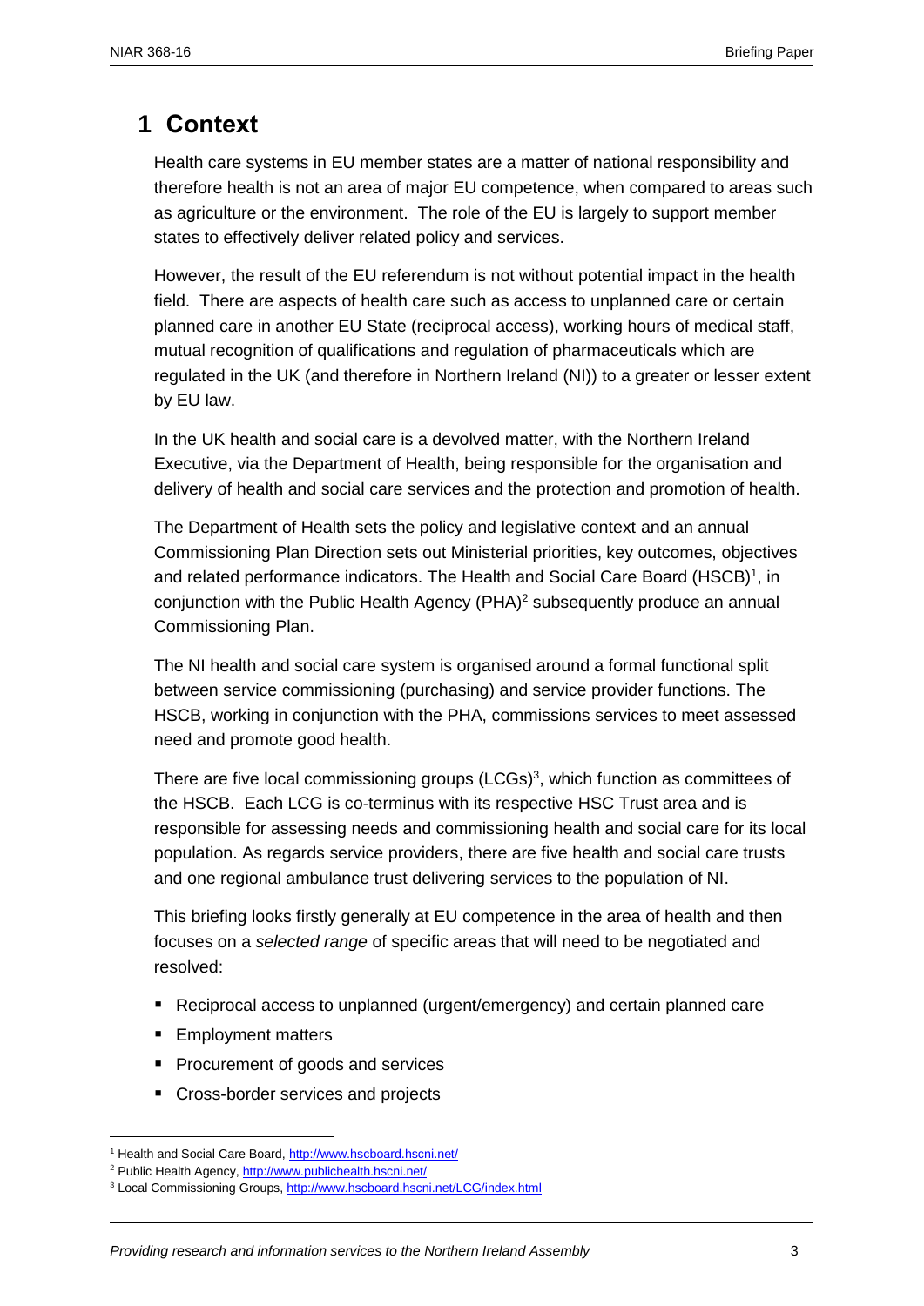# 1 Context

Health care systems in EU member states are a matter of national responsibility and therefore health is not an area of major EU competence, when compared to areas such as agriculture or the environment. The role of the EU is largely to support member states to effectively deliver related policy and services.

However, the result of the EU referendum is not without potential impact in the health field. There are aspects of health care such as access to unplanned care or certain planned care in another EU State (reciprocal access), working hours of medical staff, mutual recognition of qualifications and regulation of pharmaceuticals which are regulated in the UK (and therefore in Northern Ireland (NI)) to a greater or lesser extent by EU law.

In the UK health and social care is a devolved matter, with the Northern Ireland Executive, via the Department of Health, being responsible for the organisation and delivery of health and social care services and the protection and promotion of health.

The Department of Health sets the policy and legislative context and an annual Commissioning Plan Direction sets out Ministerial priorities, key outcomes, objectives and related performance indicators. The Health and Social Care Board (HSCB)[1], in conjunction with the Public Health Agency (PHA)[2] subsequently produce an annual Commissioning Plan.

The NI health and social care system is organised around a formal functional split between service commissioning (purchasing) and service provider functions. The HSCB, working in conjunction with the PHA, commissions services to meet assessed need and promote good health.

There are five local commissioning groups (LCGs)[3], which function as committees of the HSCB. Each LCG is co-terminus with its respective HSC Trust area and is responsible for assessing needs and commissioning health and social care for its local population. As regards service providers, there are five health and social care trusts and one regional ambulance trust delivering services to the population of NI.

This briefing looks firstly generally at EU competence in the area of health and then focuses on a *selected range* of specific areas that will need to be negotiated and resolved:

- Reciprocal access to unplanned (urgent/emergency) and certain planned care
- Employment matters
- Procurement of goods and services
- Cross-border services and projects

---

[1] Health and Social Care Board, http://www.hscboard.hscni.net/

[2] Public Health Agency, http://www.publichealth.hscni.net/

[3] Local Commissioning Groups, http://www.hscboard.hscni.net/LCG/index.html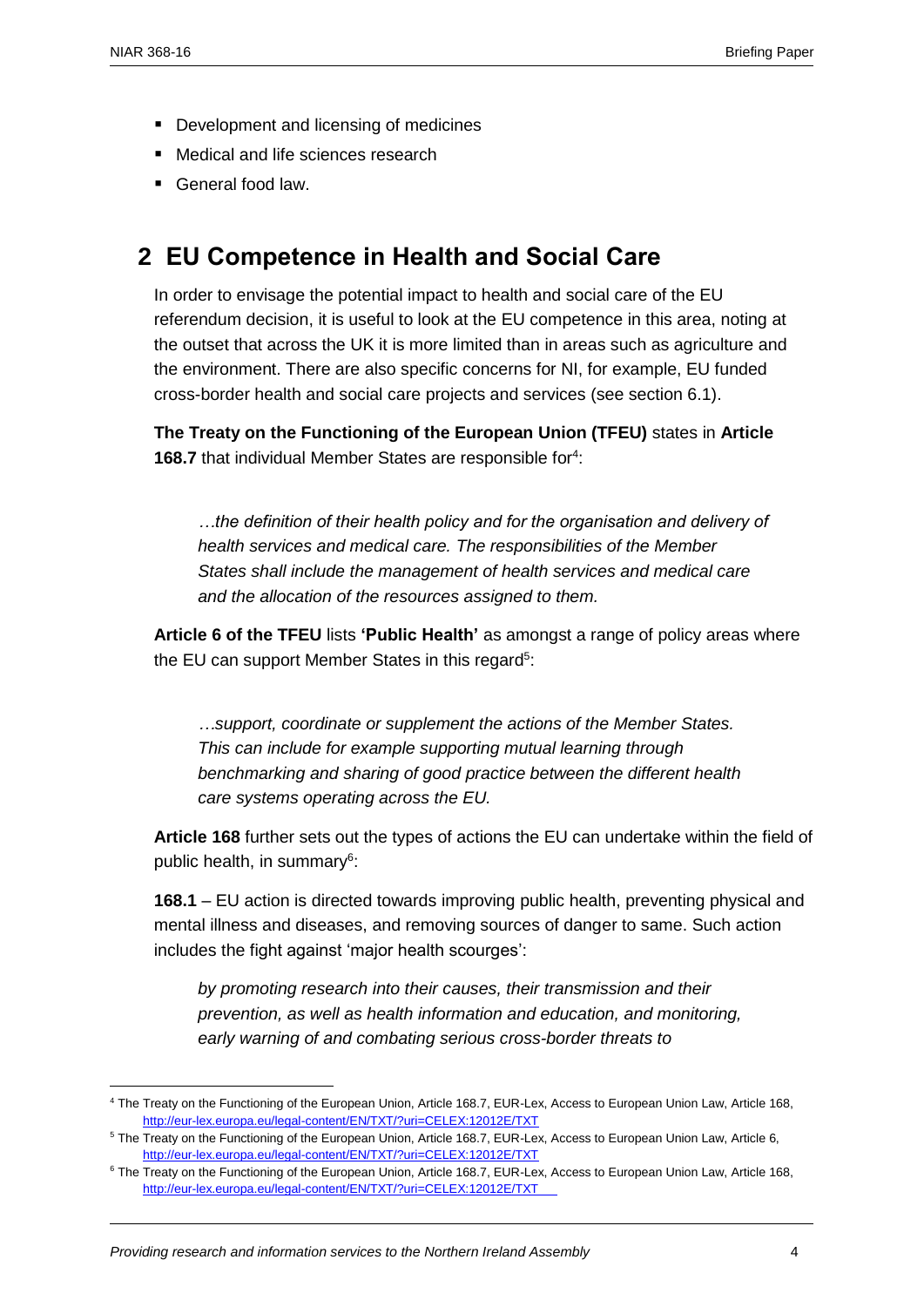- Development and licensing of medicines
- Medical and life sciences research
- General food law.

## 2 EU Competence in Health and Social Care

In order to envisage the potential impact to health and social care of the EU referendum decision, it is useful to look at the EU competence in this area, noting at the outset that across the UK it is more limited than in areas such as agriculture and the environment. There are also specific concerns for NI, for example, EU funded cross-border health and social care projects and services (see section 6.1).

**The Treaty on the Functioning of the European Union (TFEU)** states in **Article 168.7** that individual Member States are responsible for[4]:

> *…the definition of their health policy and for the organisation and delivery of health services and medical care. The responsibilities of the Member States shall include the management of health services and medical care and the allocation of the resources assigned to them.*

**Article 6 of the TFEU** lists **'Public Health'** as amongst a range of policy areas where the EU can support Member States in this regard[5]:

> *…support, coordinate or supplement the actions of the Member States. This can include for example supporting mutual learning through benchmarking and sharing of good practice between the different health care systems operating across the EU.*

**Article 168** further sets out the types of actions the EU can undertake within the field of public health, in summary[6]:

**168.1** – EU action is directed towards improving public health, preventing physical and mental illness and diseases, and removing sources of danger to same. Such action includes the fight against 'major health scourges':

> *by promoting research into their causes, their transmission and their prevention, as well as health information and education, and monitoring, early warning of and combating serious cross-border threats to*

---

[4] The Treaty on the Functioning of the European Union, Article 168.7, EUR-Lex, Access to European Union Law, Article 168, http://eur-lex.europa.eu/legal-content/EN/TXT/?uri=CELEX:12012E/TXT

[5] The Treaty on the Functioning of the European Union, Article 168.7, EUR-Lex, Access to European Union Law, Article 6, http://eur-lex.europa.eu/legal-content/EN/TXT/?uri=CELEX:12012E/TXT

[6] The Treaty on the Functioning of the European Union, Article 168.7, EUR-Lex, Access to European Union Law, Article 168, http://eur-lex.europa.eu/legal-content/EN/TXT/?uri=CELEX:12012E/TXT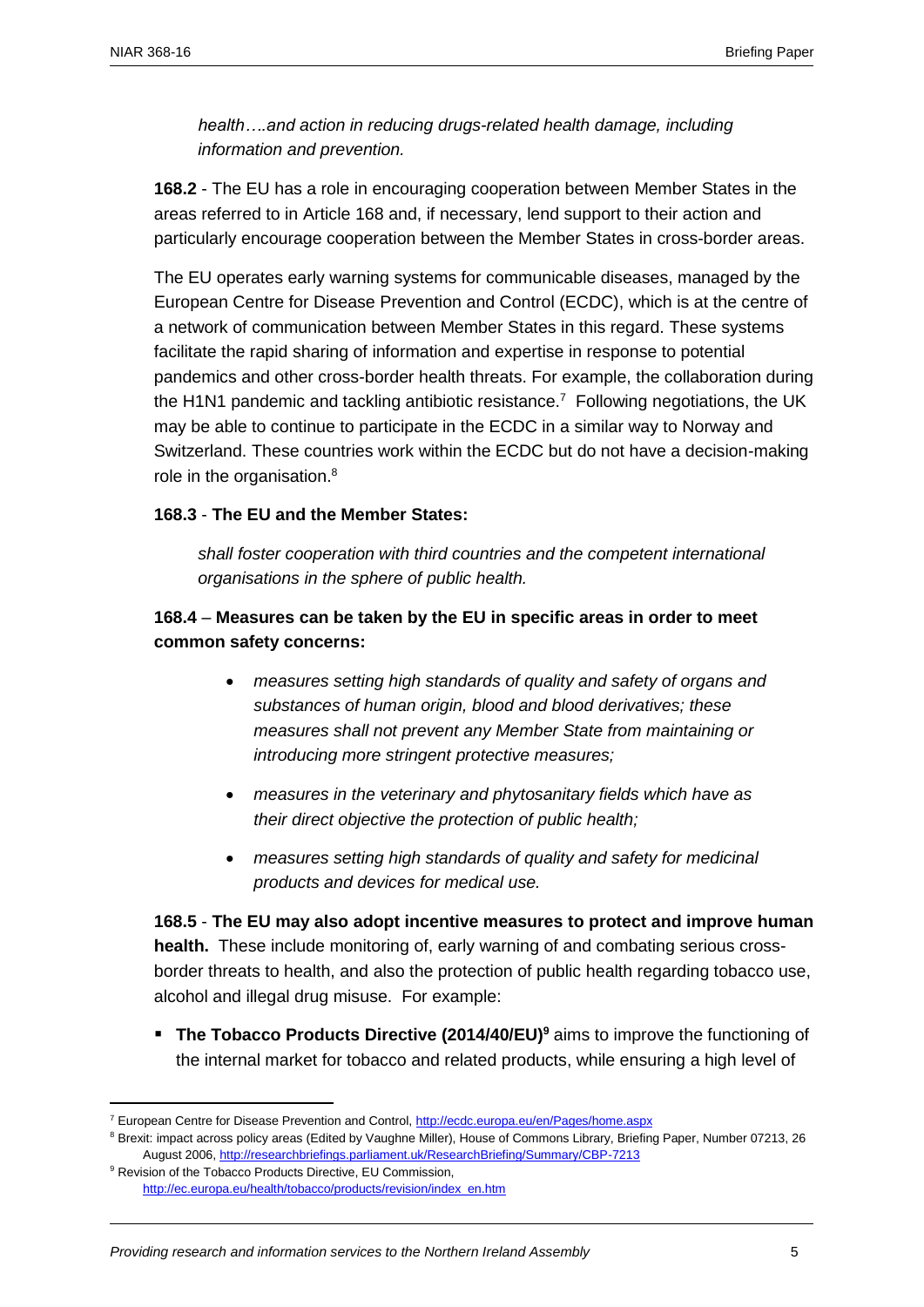*health….and action in reducing drugs-related health damage, including information and prevention.*

**168.2** - The EU has a role in encouraging cooperation between Member States in the areas referred to in Article 168 and, if necessary, lend support to their action and particularly encourage cooperation between the Member States in cross-border areas.

The EU operates early warning systems for communicable diseases, managed by the European Centre for Disease Prevention and Control (ECDC), which is at the centre of a network of communication between Member States in this regard. These systems facilitate the rapid sharing of information and expertise in response to potential pandemics and other cross-border health threats. For example, the collaboration during the H1N1 pandemic and tackling antibiotic resistance.[7] Following negotiations, the UK may be able to continue to participate in the ECDC in a similar way to Norway and Switzerland. These countries work within the ECDC but do not have a decision-making role in the organisation.[8]

**168.3** - **The EU and the Member States:**

*shall foster cooperation with third countries and the competent international organisations in the sphere of public health.*

**168.4** – **Measures can be taken by the EU in specific areas in order to meet common safety concerns:**

- *measures setting high standards of quality and safety of organs and substances of human origin, blood and blood derivatives; these measures shall not prevent any Member State from maintaining or introducing more stringent protective measures;*
- *measures in the veterinary and phytosanitary fields which have as their direct objective the protection of public health;*
- *measures setting high standards of quality and safety for medicinal products and devices for medical use.*

**168.5** - **The EU may also adopt incentive measures to protect and improve human health.** These include monitoring of, early warning of and combating serious cross-border threats to health, and also the protection of public health regarding tobacco use, alcohol and illegal drug misuse. For example:

- **The Tobacco Products Directive (2014/40/EU)[9]** aims to improve the functioning of the internal market for tobacco and related products, while ensuring a high level of

---

[7] European Centre for Disease Prevention and Control, http://ecdc.europa.eu/en/Pages/home.aspx

[8] Brexit: impact across policy areas (Edited by Vaughne Miller), House of Commons Library, Briefing Paper, Number 07213, 26 August 2006, http://researchbriefings.parliament.uk/ResearchBriefing/Summary/CBP-7213

[9] Revision of the Tobacco Products Directive, EU Commission, http://ec.europa.eu/health/tobacco/products/revision/index_en.htm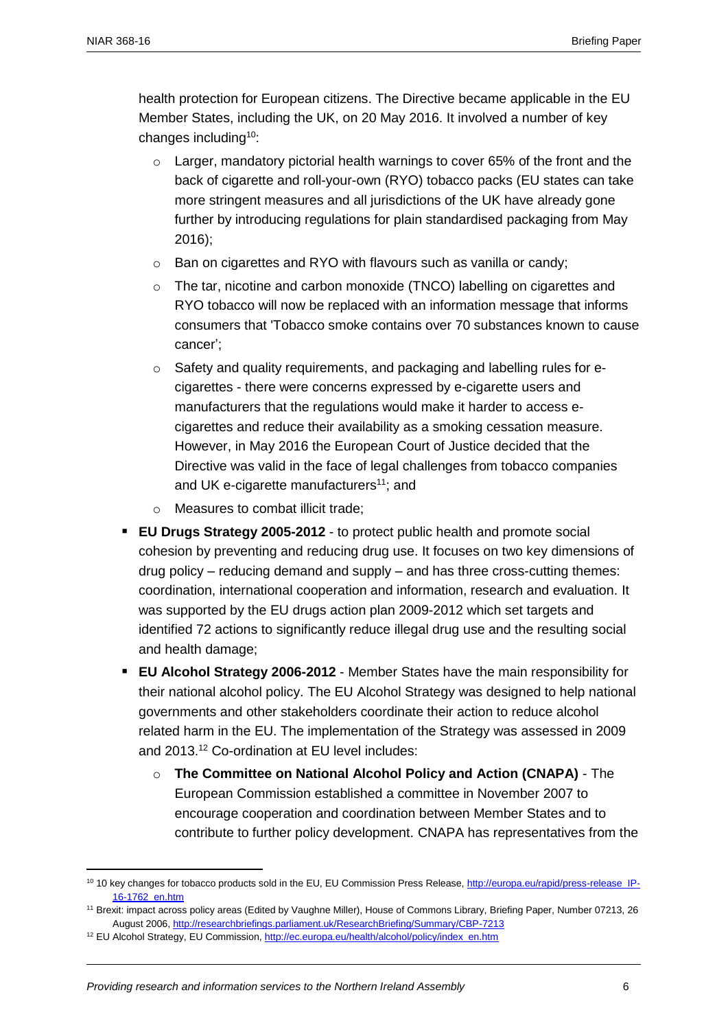health protection for European citizens. The Directive became applicable in the EU Member States, including the UK, on 20 May 2016. It involved a number of key changes including[10]:

- Larger, mandatory pictorial health warnings to cover 65% of the front and the back of cigarette and roll-your-own (RYO) tobacco packs (EU states can take more stringent measures and all jurisdictions of the UK have already gone further by introducing regulations for plain standardised packaging from May 2016);
- Ban on cigarettes and RYO with flavours such as vanilla or candy;
- The tar, nicotine and carbon monoxide (TNCO) labelling on cigarettes and RYO tobacco will now be replaced with an information message that informs consumers that 'Tobacco smoke contains over 70 substances known to cause cancer';
- Safety and quality requirements, and packaging and labelling rules for e-cigarettes - there were concerns expressed by e-cigarette users and manufacturers that the regulations would make it harder to access e-cigarettes and reduce their availability as a smoking cessation measure. However, in May 2016 the European Court of Justice decided that the Directive was valid in the face of legal challenges from tobacco companies and UK e-cigarette manufacturers[11]; and
- Measures to combat illicit trade;

- **EU Drugs Strategy 2005-2012** - to protect public health and promote social cohesion by preventing and reducing drug use. It focuses on two key dimensions of drug policy – reducing demand and supply – and has three cross-cutting themes: coordination, international cooperation and information, research and evaluation. It was supported by the EU drugs action plan 2009-2012 which set targets and identified 72 actions to significantly reduce illegal drug use and the resulting social and health damage;
- **EU Alcohol Strategy 2006-2012** - Member States have the main responsibility for their national alcohol policy. The EU Alcohol Strategy was designed to help national governments and other stakeholders coordinate their action to reduce alcohol related harm in the EU. The implementation of the Strategy was assessed in 2009 and 2013.[12] Co-ordination at EU level includes:
  - **The Committee on National Alcohol Policy and Action (CNAPA)** - The European Commission established a committee in November 2007 to encourage cooperation and coordination between Member States and to contribute to further policy development. CNAPA has representatives from the

---

[10] 10 key changes for tobacco products sold in the EU, EU Commission Press Release, http://europa.eu/rapid/press-release_IP-16-1762_en.htm

[11] Brexit: impact across policy areas (Edited by Vaughne Miller), House of Commons Library, Briefing Paper, Number 07213, 26 August 2006, http://researchbriefings.parliament.uk/ResearchBriefing/Summary/CBP-7213

[12] EU Alcohol Strategy, EU Commission, http://ec.europa.eu/health/alcohol/policy/index_en.htm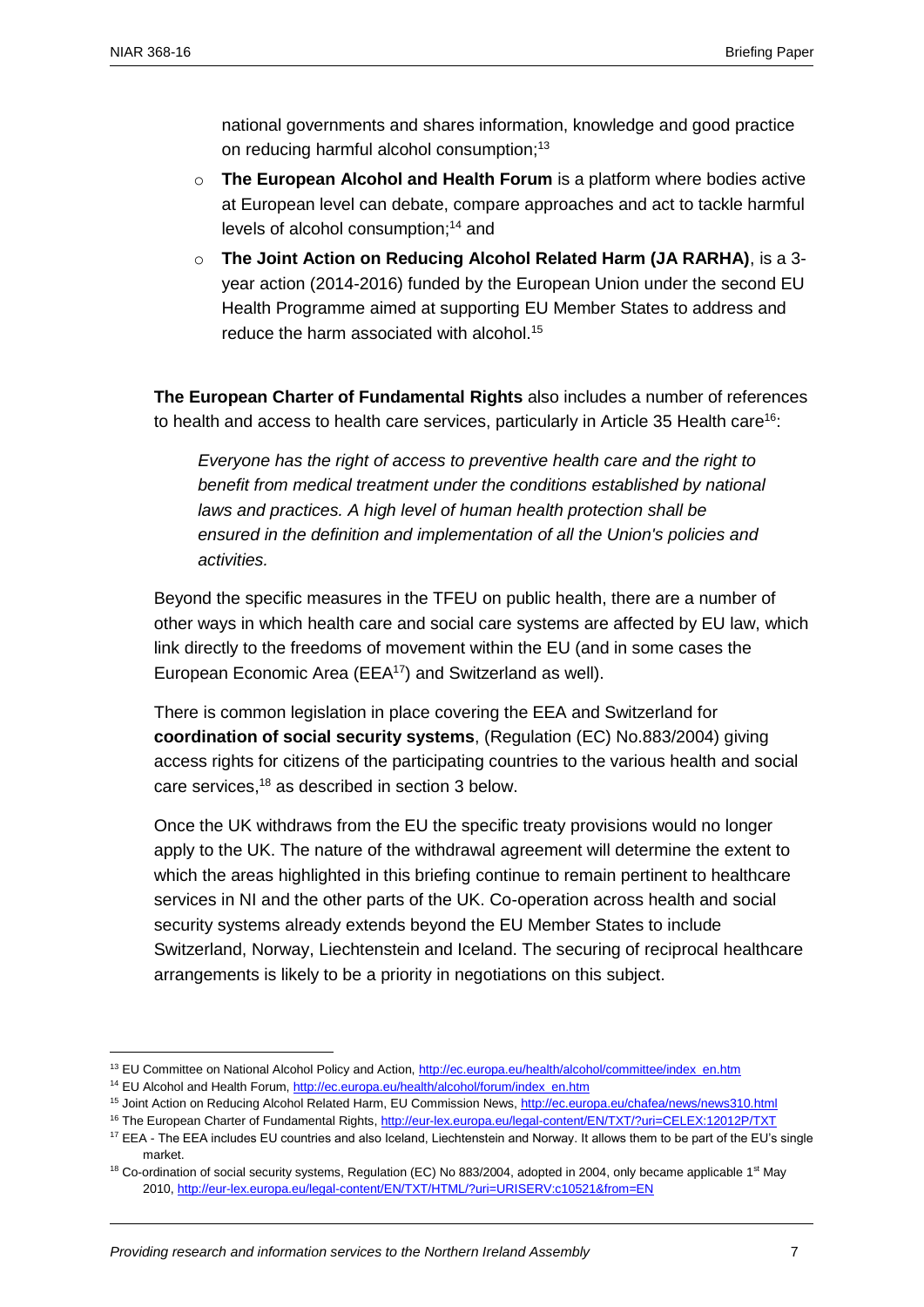national governments and shares information, knowledge and good practice on reducing harmful alcohol consumption;[13]

- **The European Alcohol and Health Forum** is a platform where bodies active at European level can debate, compare approaches and act to tackle harmful levels of alcohol consumption;[14] and
- **The Joint Action on Reducing Alcohol Related Harm (JA RARHA)**, is a 3-year action (2014-2016) funded by the European Union under the second EU Health Programme aimed at supporting EU Member States to address and reduce the harm associated with alcohol.[15]

**The European Charter of Fundamental Rights** also includes a number of references to health and access to health care services, particularly in Article 35 Health care[16]:

> *Everyone has the right of access to preventive health care and the right to benefit from medical treatment under the conditions established by national laws and practices. A high level of human health protection shall be ensured in the definition and implementation of all the Union's policies and activities.*

Beyond the specific measures in the TFEU on public health, there are a number of other ways in which health care and social care systems are affected by EU law, which link directly to the freedoms of movement within the EU (and in some cases the European Economic Area (EEA[17]) and Switzerland as well).

There is common legislation in place covering the EEA and Switzerland for **coordination of social security systems**, (Regulation (EC) No.883/2004) giving access rights for citizens of the participating countries to the various health and social care services,[18] as described in section 3 below.

Once the UK withdraws from the EU the specific treaty provisions would no longer apply to the UK. The nature of the withdrawal agreement will determine the extent to which the areas highlighted in this briefing continue to remain pertinent to healthcare services in NI and the other parts of the UK. Co-operation across health and social security systems already extends beyond the EU Member States to include Switzerland, Norway, Liechtenstein and Iceland. The securing of reciprocal healthcare arrangements is likely to be a priority in negotiations on this subject.

---

[13] EU Committee on National Alcohol Policy and Action, http://ec.europa.eu/health/alcohol/committee/index_en.htm

[14] EU Alcohol and Health Forum, http://ec.europa.eu/health/alcohol/forum/index_en.htm

[15] Joint Action on Reducing Alcohol Related Harm, EU Commission News, http://ec.europa.eu/chafea/news/news310.html

[16] The European Charter of Fundamental Rights, http://eur-lex.europa.eu/legal-content/EN/TXT/?uri=CELEX:12012P/TXT

[17] EEA - The EEA includes EU countries and also Iceland, Liechtenstein and Norway. It allows them to be part of the EU's single market.

[18] Co-ordination of social security systems, Regulation (EC) No 883/2004, adopted in 2004, only became applicable 1st May 2010, http://eur-lex.europa.eu/legal-content/EN/TXT/HTML/?uri=URISERV:c10521&from=EN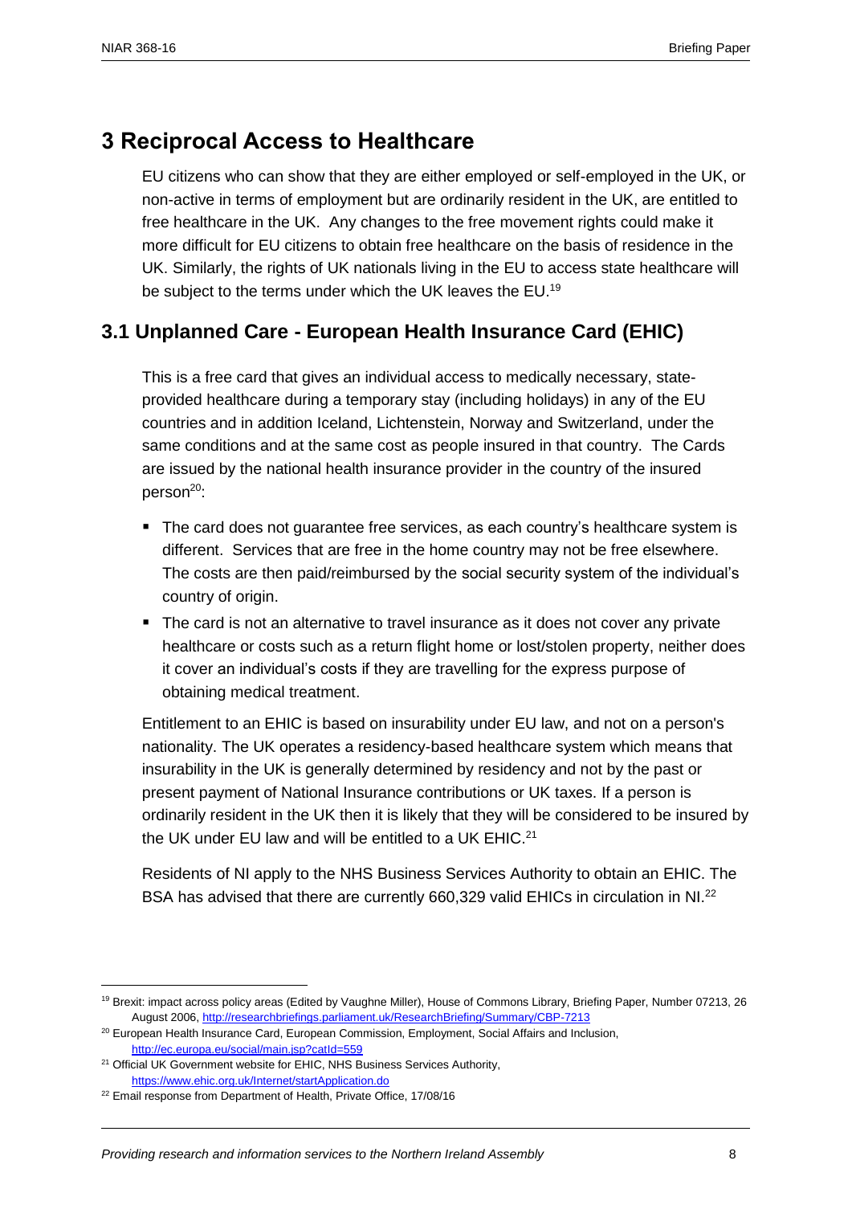## 3 Reciprocal Access to Healthcare

EU citizens who can show that they are either employed or self-employed in the UK, or non-active in terms of employment but are ordinarily resident in the UK, are entitled to free healthcare in the UK. Any changes to the free movement rights could make it more difficult for EU citizens to obtain free healthcare on the basis of residence in the UK. Similarly, the rights of UK nationals living in the EU to access state healthcare will be subject to the terms under which the UK leaves the EU.[19]

### 3.1 Unplanned Care - European Health Insurance Card (EHIC)

This is a free card that gives an individual access to medically necessary, state-provided healthcare during a temporary stay (including holidays) in any of the EU countries and in addition Iceland, Lichtenstein, Norway and Switzerland, under the same conditions and at the same cost as people insured in that country. The Cards are issued by the national health insurance provider in the country of the insured person[20]:

- The card does not guarantee free services, as each country's healthcare system is different. Services that are free in the home country may not be free elsewhere. The costs are then paid/reimbursed by the social security system of the individual's country of origin.
- The card is not an alternative to travel insurance as it does not cover any private healthcare or costs such as a return flight home or lost/stolen property, neither does it cover an individual's costs if they are travelling for the express purpose of obtaining medical treatment.

Entitlement to an EHIC is based on insurability under EU law, and not on a person's nationality. The UK operates a residency-based healthcare system which means that insurability in the UK is generally determined by residency and not by the past or present payment of National Insurance contributions or UK taxes. If a person is ordinarily resident in the UK then it is likely that they will be considered to be insured by the UK under EU law and will be entitled to a UK EHIC.[21]

Residents of NI apply to the NHS Business Services Authority to obtain an EHIC. The BSA has advised that there are currently 660,329 valid EHICs in circulation in NI.[22]

---

[19] Brexit: impact across policy areas (Edited by Vaughne Miller), House of Commons Library, Briefing Paper, Number 07213, 26 August 2006, http://researchbriefings.parliament.uk/ResearchBriefing/Summary/CBP-7213

[20] European Health Insurance Card, European Commission, Employment, Social Affairs and Inclusion, http://ec.europa.eu/social/main.jsp?catId=559

[21] Official UK Government website for EHIC, NHS Business Services Authority, https://www.ehic.org.uk/Internet/startApplication.do

[22] Email response from Department of Health, Private Office, 17/08/16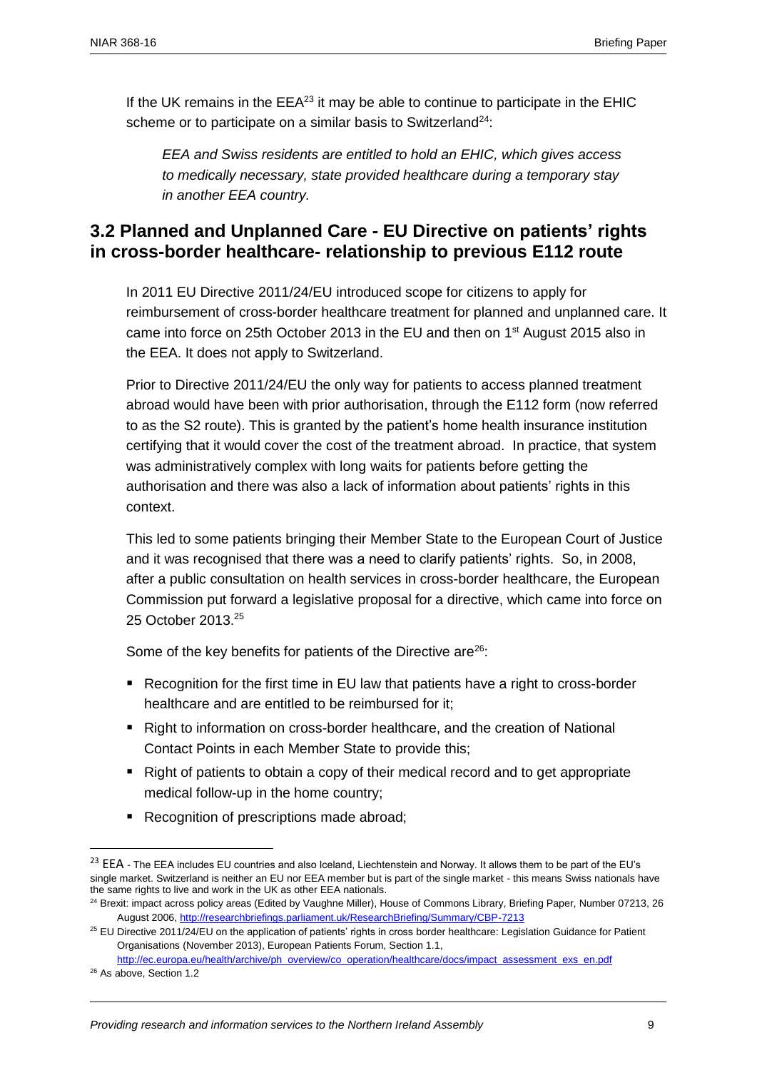If the UK remains in the EEA[23] it may be able to continue to participate in the EHIC scheme or to participate on a similar basis to Switzerland[24]:

> *EEA and Swiss residents are entitled to hold an EHIC, which gives access to medically necessary, state provided healthcare during a temporary stay in another EEA country.*

## 3.2 Planned and Unplanned Care - EU Directive on patients' rights in cross-border healthcare- relationship to previous E112 route

In 2011 EU Directive 2011/24/EU introduced scope for citizens to apply for reimbursement of cross-border healthcare treatment for planned and unplanned care. It came into force on 25th October 2013 in the EU and then on 1st August 2015 also in the EEA. It does not apply to Switzerland.

Prior to Directive 2011/24/EU the only way for patients to access planned treatment abroad would have been with prior authorisation, through the E112 form (now referred to as the S2 route). This is granted by the patient's home health insurance institution certifying that it would cover the cost of the treatment abroad. In practice, that system was administratively complex with long waits for patients before getting the authorisation and there was also a lack of information about patients' rights in this context.

This led to some patients bringing their Member State to the European Court of Justice and it was recognised that there was a need to clarify patients' rights. So, in 2008, after a public consultation on health services in cross-border healthcare, the European Commission put forward a legislative proposal for a directive, which came into force on 25 October 2013.[25]

Some of the key benefits for patients of the Directive are[26]:

- Recognition for the first time in EU law that patients have a right to cross-border healthcare and are entitled to be reimbursed for it;
- Right to information on cross-border healthcare, and the creation of National Contact Points in each Member State to provide this;
- Right of patients to obtain a copy of their medical record and to get appropriate medical follow-up in the home country;
- Recognition of prescriptions made abroad;

---

[23] EEA - The EEA includes EU countries and also Iceland, Liechtenstein and Norway. It allows them to be part of the EU's single market. Switzerland is neither an EU nor EEA member but is part of the single market - this means Swiss nationals have the same rights to live and work in the UK as other EEA nationals.

[24] Brexit: impact across policy areas (Edited by Vaughne Miller), House of Commons Library, Briefing Paper, Number 07213, 26 August 2006, http://researchbriefings.parliament.uk/ResearchBriefing/Summary/CBP-7213

[25] EU Directive 2011/24/EU on the application of patients' rights in cross border healthcare: Legislation Guidance for Patient Organisations (November 2013), European Patients Forum, Section 1.1, http://ec.europa.eu/health/archive/ph_overview/co_operation/healthcare/docs/impact_assessment_exs_en.pdf

[26] As above, Section 1.2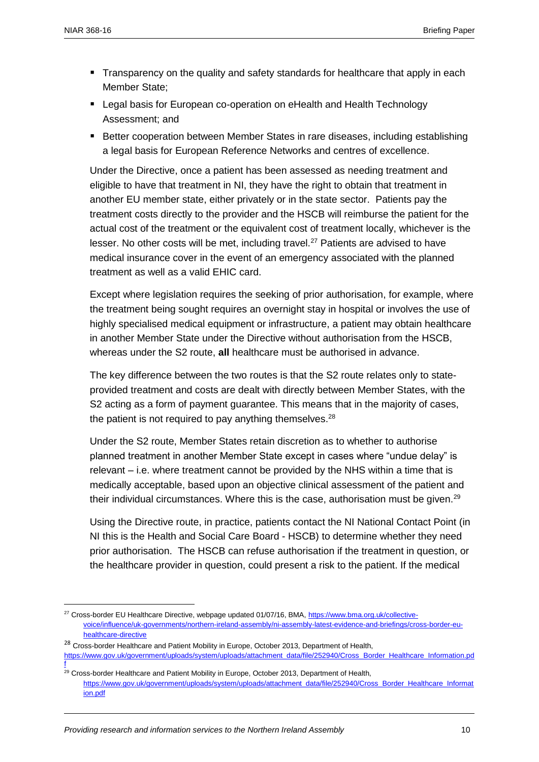- Transparency on the quality and safety standards for healthcare that apply in each Member State;
- Legal basis for European co-operation on eHealth and Health Technology Assessment; and
- Better cooperation between Member States in rare diseases, including establishing a legal basis for European Reference Networks and centres of excellence.

Under the Directive, once a patient has been assessed as needing treatment and eligible to have that treatment in NI, they have the right to obtain that treatment in another EU member state, either privately or in the state sector. Patients pay the treatment costs directly to the provider and the HSCB will reimburse the patient for the actual cost of the treatment or the equivalent cost of treatment locally, whichever is the lesser. No other costs will be met, including travel.[27] Patients are advised to have medical insurance cover in the event of an emergency associated with the planned treatment as well as a valid EHIC card.

Except where legislation requires the seeking of prior authorisation, for example, where the treatment being sought requires an overnight stay in hospital or involves the use of highly specialised medical equipment or infrastructure, a patient may obtain healthcare in another Member State under the Directive without authorisation from the HSCB, whereas under the S2 route, **all** healthcare must be authorised in advance.

The key difference between the two routes is that the S2 route relates only to state-provided treatment and costs are dealt with directly between Member States, with the S2 acting as a form of payment guarantee. This means that in the majority of cases, the patient is not required to pay anything themselves.[28]

Under the S2 route, Member States retain discretion as to whether to authorise planned treatment in another Member State except in cases where "undue delay" is relevant – i.e. where treatment cannot be provided by the NHS within a time that is medically acceptable, based upon an objective clinical assessment of the patient and their individual circumstances. Where this is the case, authorisation must be given.[29]

Using the Directive route, in practice, patients contact the NI National Contact Point (in NI this is the Health and Social Care Board - HSCB) to determine whether they need prior authorisation. The HSCB can refuse authorisation if the treatment in question, or the healthcare provider in question, could present a risk to the patient. If the medical

---

[27] Cross-border EU Healthcare Directive, webpage updated 01/07/16, BMA, https://www.bma.org.uk/collective-voice/influence/uk-governments/northern-ireland-assembly/ni-assembly-latest-evidence-and-briefings/cross-border-eu-healthcare-directive

[28] Cross-border Healthcare and Patient Mobility in Europe, October 2013, Department of Health, https://www.gov.uk/government/uploads/system/uploads/attachment_data/file/252940/Cross_Border_Healthcare_Information.pdf

[29] Cross-border Healthcare and Patient Mobility in Europe, October 2013, Department of Health, https://www.gov.uk/government/uploads/system/uploads/attachment_data/file/252940/Cross_Border_Healthcare_Information.pdf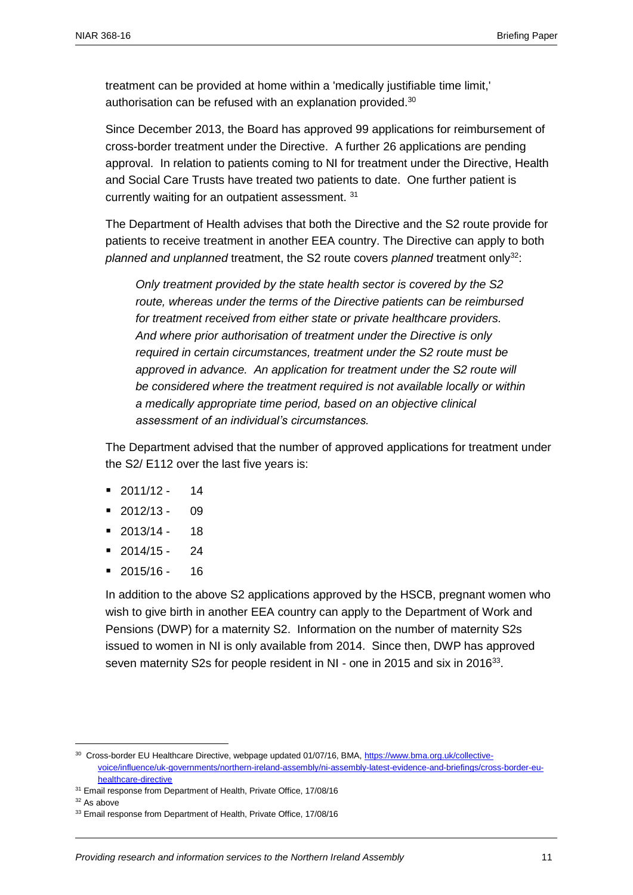treatment can be provided at home within a 'medically justifiable time limit,' authorisation can be refused with an explanation provided.[30]

Since December 2013, the Board has approved 99 applications for reimbursement of cross-border treatment under the Directive. A further 26 applications are pending approval. In relation to patients coming to NI for treatment under the Directive, Health and Social Care Trusts have treated two patients to date. One further patient is currently waiting for an outpatient assessment. [31]

The Department of Health advises that both the Directive and the S2 route provide for patients to receive treatment in another EEA country. The Directive can apply to both *planned and unplanned* treatment, the S2 route covers *planned* treatment only[32]:

> *Only treatment provided by the state health sector is covered by the S2 route, whereas under the terms of the Directive patients can be reimbursed for treatment received from either state or private healthcare providers. And where prior authorisation of treatment under the Directive is only required in certain circumstances, treatment under the S2 route must be approved in advance. An application for treatment under the S2 route will be considered where the treatment required is not available locally or within a medically appropriate time period, based on an objective clinical assessment of an individual's circumstances.*

The Department advised that the number of approved applications for treatment under the S2/ E112 over the last five years is:

- 2011/12 - 14
- 2012/13 - 09
- 2013/14 - 18
- 2014/15 - 24
- 2015/16 - 16

In addition to the above S2 applications approved by the HSCB, pregnant women who wish to give birth in another EEA country can apply to the Department of Work and Pensions (DWP) for a maternity S2. Information on the number of maternity S2s issued to women in NI is only available from 2014. Since then, DWP has approved seven maternity S2s for people resident in NI - one in 2015 and six in 2016[33].

---

[30] Cross-border EU Healthcare Directive, webpage updated 01/07/16, BMA, https://www.bma.org.uk/collective-voice/influence/uk-governments/northern-ireland-assembly/ni-assembly-latest-evidence-and-briefings/cross-border-eu-healthcare-directive

[31] Email response from Department of Health, Private Office, 17/08/16

[32] As above

[33] Email response from Department of Health, Private Office, 17/08/16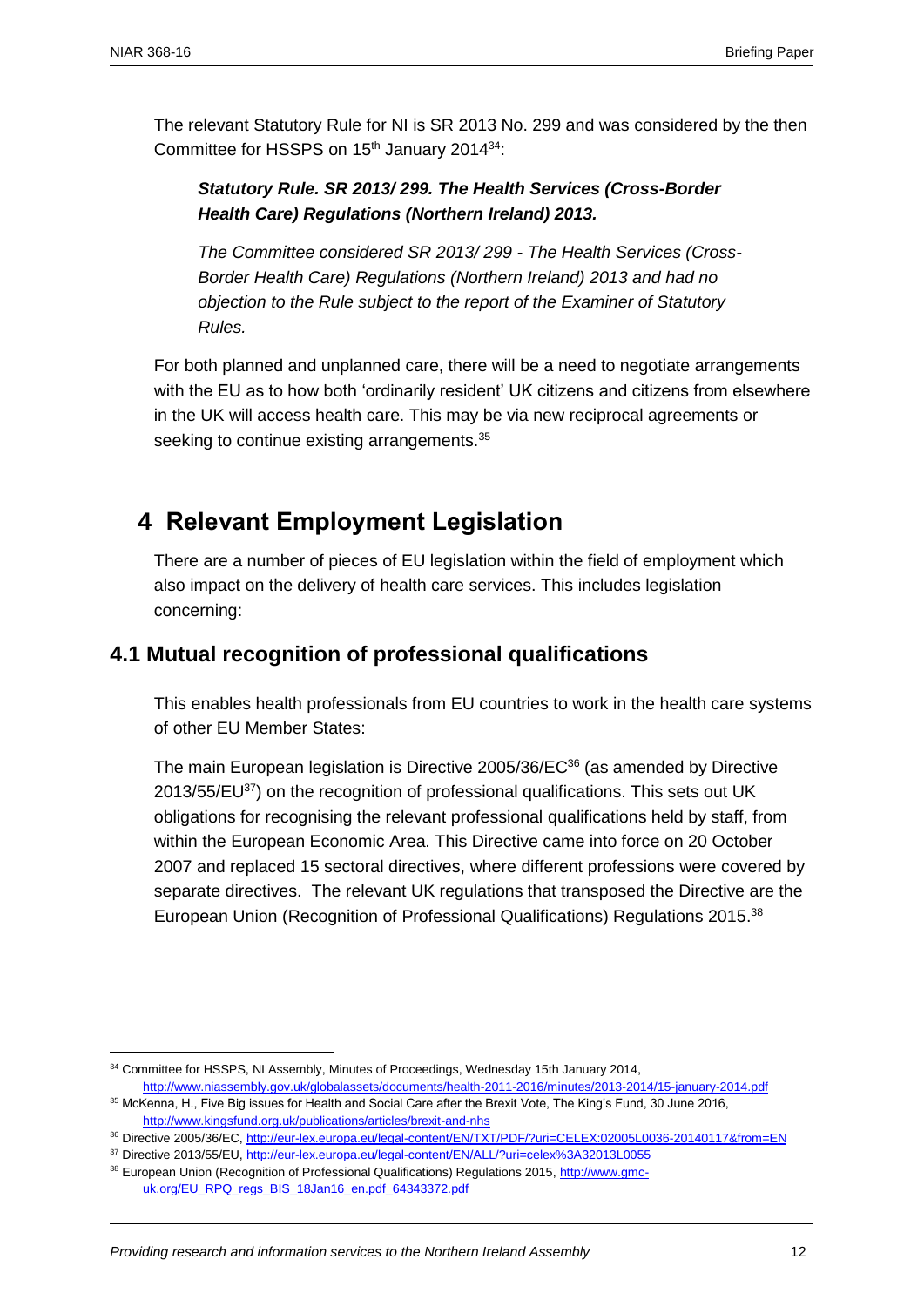The relevant Statutory Rule for NI is SR 2013 No. 299 and was considered by the then Committee for HSSPS on 15th January 2014[34]:

> ***Statutory Rule. SR 2013/ 299. The Health Services (Cross-Border Health Care) Regulations (Northern Ireland) 2013.***
>
> *The Committee considered SR 2013/ 299 - The Health Services (Cross-Border Health Care) Regulations (Northern Ireland) 2013 and had no objection to the Rule subject to the report of the Examiner of Statutory Rules.*

For both planned and unplanned care, there will be a need to negotiate arrangements with the EU as to how both 'ordinarily resident' UK citizens and citizens from elsewhere in the UK will access health care. This may be via new reciprocal agreements or seeking to continue existing arrangements.[35]

# 4 Relevant Employment Legislation

There are a number of pieces of EU legislation within the field of employment which also impact on the delivery of health care services. This includes legislation concerning:

## 4.1 Mutual recognition of professional qualifications

This enables health professionals from EU countries to work in the health care systems of other EU Member States:

The main European legislation is Directive 2005/36/EC[36] (as amended by Directive 2013/55/EU[37]) on the recognition of professional qualifications. This sets out UK obligations for recognising the relevant professional qualifications held by staff, from within the European Economic Area. This Directive came into force on 20 October 2007 and replaced 15 sectoral directives, where different professions were covered by separate directives. The relevant UK regulations that transposed the Directive are the European Union (Recognition of Professional Qualifications) Regulations 2015.[38]

---

[34] Committee for HSSPS, NI Assembly, Minutes of Proceedings, Wednesday 15th January 2014, http://www.niassembly.gov.uk/globalassets/documents/health-2011-2016/minutes/2013-2014/15-january-2014.pdf

[35] McKenna, H., Five Big issues for Health and Social Care after the Brexit Vote, The King's Fund, 30 June 2016, http://www.kingsfund.org.uk/publications/articles/brexit-and-nhs

[36] Directive 2005/36/EC, http://eur-lex.europa.eu/legal-content/EN/TXT/PDF/?uri=CELEX:02005L0036-20140117&from=EN

[37] Directive 2013/55/EU, http://eur-lex.europa.eu/legal-content/EN/ALL/?uri=celex%3A32013L0055

[38] European Union (Recognition of Professional Qualifications) Regulations 2015, http://www.gmc-uk.org/EU_RPQ_regs_BIS_18Jan16_en.pdf_64343372.pdf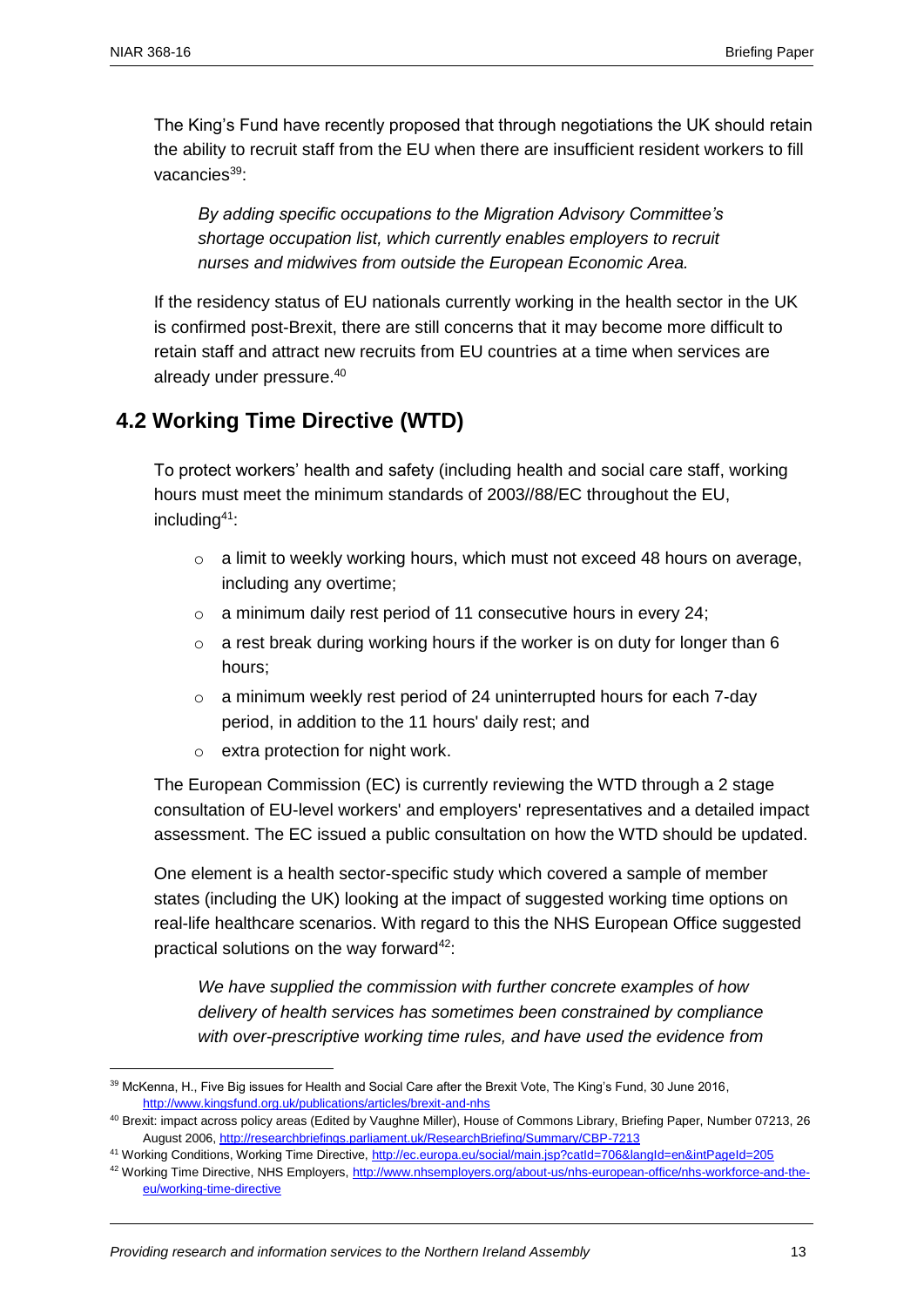The King's Fund have recently proposed that through negotiations the UK should retain the ability to recruit staff from the EU when there are insufficient resident workers to fill vacancies[39]:

> *By adding specific occupations to the Migration Advisory Committee's shortage occupation list, which currently enables employers to recruit nurses and midwives from outside the European Economic Area.*

If the residency status of EU nationals currently working in the health sector in the UK is confirmed post-Brexit, there are still concerns that it may become more difficult to retain staff and attract new recruits from EU countries at a time when services are already under pressure.[40]

## 4.2 Working Time Directive (WTD)

To protect workers' health and safety (including health and social care staff, working hours must meet the minimum standards of 2003//88/EC throughout the EU, including[41]:

- a limit to weekly working hours, which must not exceed 48 hours on average, including any overtime;
- a minimum daily rest period of 11 consecutive hours in every 24;
- a rest break during working hours if the worker is on duty for longer than 6 hours;
- a minimum weekly rest period of 24 uninterrupted hours for each 7-day period, in addition to the 11 hours' daily rest; and
- extra protection for night work.

The European Commission (EC) is currently reviewing the WTD through a 2 stage consultation of EU-level workers' and employers' representatives and a detailed impact assessment. The EC issued a public consultation on how the WTD should be updated.

One element is a health sector-specific study which covered a sample of member states (including the UK) looking at the impact of suggested working time options on real-life healthcare scenarios. With regard to this the NHS European Office suggested practical solutions on the way forward[42]:

> *We have supplied the commission with further concrete examples of how delivery of health services has sometimes been constrained by compliance with over-prescriptive working time rules, and have used the evidence from*

---

[39] McKenna, H., Five Big issues for Health and Social Care after the Brexit Vote, The King's Fund, 30 June 2016, http://www.kingsfund.org.uk/publications/articles/brexit-and-nhs

[40] Brexit: impact across policy areas (Edited by Vaughne Miller), House of Commons Library, Briefing Paper, Number 07213, 26 August 2006, http://researchbriefings.parliament.uk/ResearchBriefing/Summary/CBP-7213

[41] Working Conditions, Working Time Directive, http://ec.europa.eu/social/main.jsp?catId=706&langId=en&intPageId=205

[42] Working Time Directive, NHS Employers, http://www.nhsemployers.org/about-us/nhs-european-office/nhs-workforce-and-the-eu/working-time-directive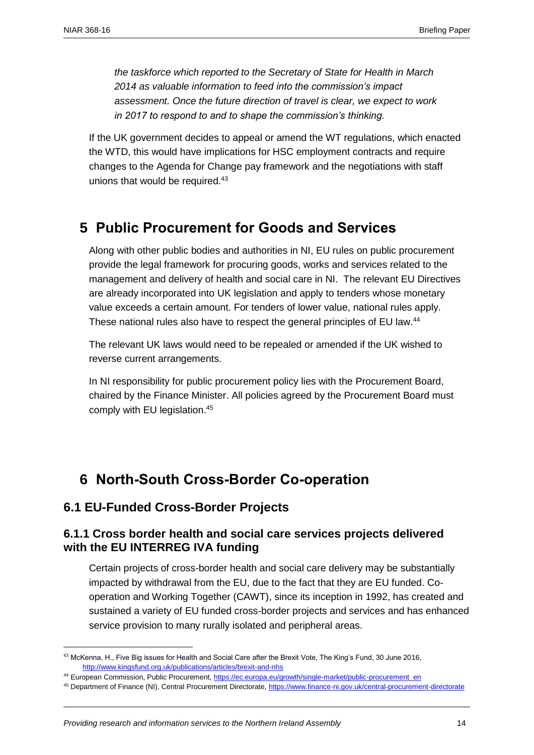*the taskforce which reported to the Secretary of State for Health in March 2014 as valuable information to feed into the commission's impact assessment. Once the future direction of travel is clear, we expect to work in 2017 to respond to and to shape the commission's thinking.*

If the UK government decides to appeal or amend the WT regulations, which enacted the WTD, this would have implications for HSC employment contracts and require changes to the Agenda for Change pay framework and the negotiations with staff unions that would be required.[43]

# 5 Public Procurement for Goods and Services

Along with other public bodies and authorities in NI, EU rules on public procurement provide the legal framework for procuring goods, works and services related to the management and delivery of health and social care in NI. The relevant EU Directives are already incorporated into UK legislation and apply to tenders whose monetary value exceeds a certain amount. For tenders of lower value, national rules apply. These national rules also have to respect the general principles of EU law.[44]

The relevant UK laws would need to be repealed or amended if the UK wished to reverse current arrangements.

In NI responsibility for public procurement policy lies with the Procurement Board, chaired by the Finance Minister. All policies agreed by the Procurement Board must comply with EU legislation.[45]

# 6 North-South Cross-Border Co-operation

## 6.1 EU-Funded Cross-Border Projects

### 6.1.1 Cross border health and social care services projects delivered with the EU INTERREG IVA funding

Certain projects of cross-border health and social care delivery may be substantially impacted by withdrawal from the EU, due to the fact that they are EU funded. Co-operation and Working Together (CAWT), since its inception in 1992, has created and sustained a variety of EU funded cross-border projects and services and has enhanced service provision to many rurally isolated and peripheral areas.

---

[43] McKenna, H., Five Big issues for Health and Social Care after the Brexit Vote, The King's Fund, 30 June 2016, http://www.kingsfund.org.uk/publications/articles/brexit-and-nhs

[44] European Commission, Public Procurement, https://ec.europa.eu/growth/single-market/public-procurement_en

[45] Department of Finance (NI), Central Procurement Directorate, https://www.finance-ni.gov.uk/central-procurement-directorate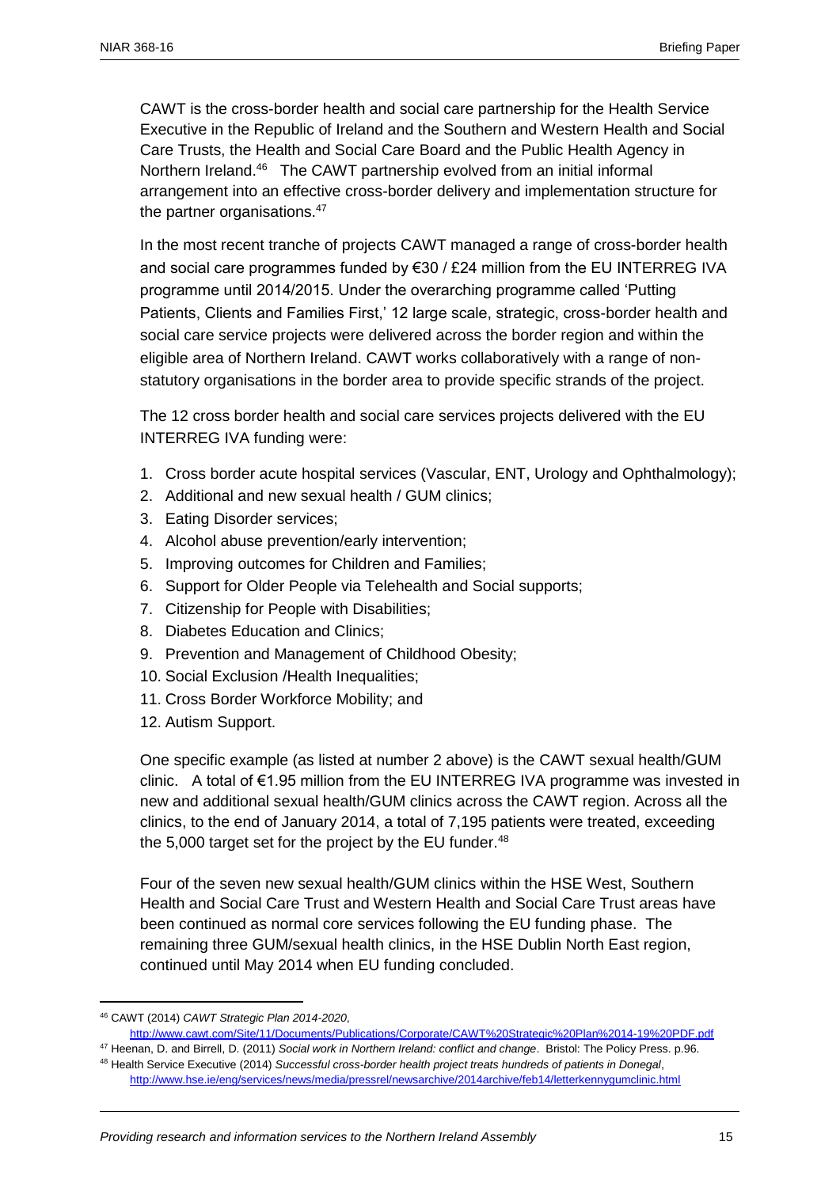CAWT is the cross-border health and social care partnership for the Health Service Executive in the Republic of Ireland and the Southern and Western Health and Social Care Trusts, the Health and Social Care Board and the Public Health Agency in Northern Ireland.[46] The CAWT partnership evolved from an initial informal arrangement into an effective cross-border delivery and implementation structure for the partner organisations.[47]

In the most recent tranche of projects CAWT managed a range of cross-border health and social care programmes funded by €30 / £24 million from the EU INTERREG IVA programme until 2014/2015. Under the overarching programme called 'Putting Patients, Clients and Families First,' 12 large scale, strategic, cross-border health and social care service projects were delivered across the border region and within the eligible area of Northern Ireland. CAWT works collaboratively with a range of non-statutory organisations in the border area to provide specific strands of the project.

The 12 cross border health and social care services projects delivered with the EU INTERREG IVA funding were:

1. Cross border acute hospital services (Vascular, ENT, Urology and Ophthalmology);
2. Additional and new sexual health / GUM clinics;
3. Eating Disorder services;
4. Alcohol abuse prevention/early intervention;
5. Improving outcomes for Children and Families;
6. Support for Older People via Telehealth and Social supports;
7. Citizenship for People with Disabilities;
8. Diabetes Education and Clinics;
9. Prevention and Management of Childhood Obesity;
10. Social Exclusion /Health Inequalities;
11. Cross Border Workforce Mobility; and
12. Autism Support.

One specific example (as listed at number 2 above) is the CAWT sexual health/GUM clinic. A total of €1.95 million from the EU INTERREG IVA programme was invested in new and additional sexual health/GUM clinics across the CAWT region. Across all the clinics, to the end of January 2014, a total of 7,195 patients were treated, exceeding the 5,000 target set for the project by the EU funder.[48]

Four of the seven new sexual health/GUM clinics within the HSE West, Southern Health and Social Care Trust and Western Health and Social Care Trust areas have been continued as normal core services following the EU funding phase. The remaining three GUM/sexual health clinics, in the HSE Dublin North East region, continued until May 2014 when EU funding concluded.

---

[46] CAWT (2014) *CAWT Strategic Plan 2014-2020*, http://www.cawt.com/Site/11/Documents/Publications/Corporate/CAWT%20Strategic%20Plan%2014-19%20PDF.pdf

[47] Heenan, D. and Birrell, D. (2011) *Social work in Northern Ireland: conflict and change*. Bristol: The Policy Press. p.96.

[48] Health Service Executive (2014) *Successful cross-border health project treats hundreds of patients in Donegal*, http://www.hse.ie/eng/services/news/media/pressrel/newsarchive/2014archive/feb14/letterkennygumclinic.html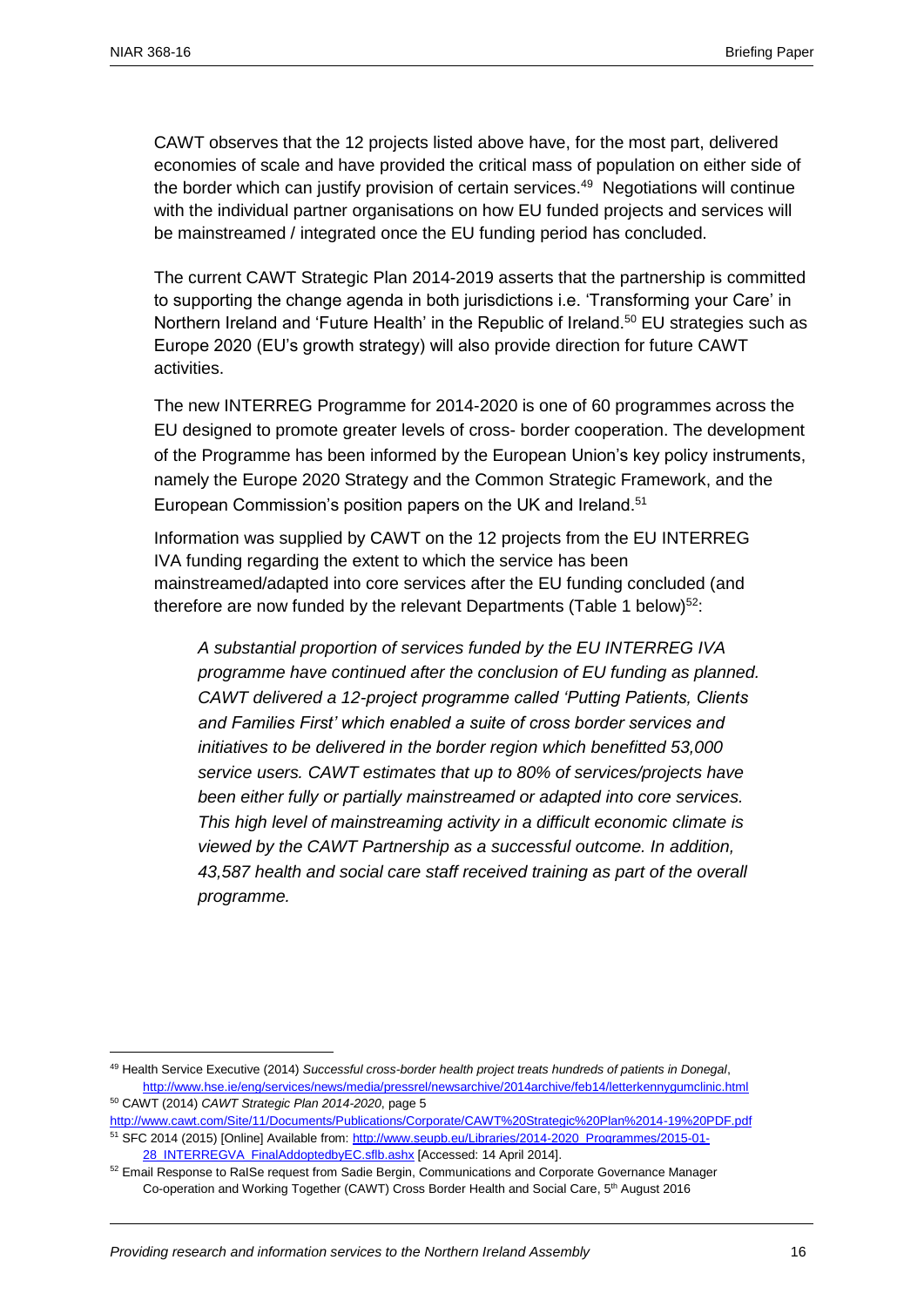CAWT observes that the 12 projects listed above have, for the most part, delivered economies of scale and have provided the critical mass of population on either side of the border which can justify provision of certain services.[49] Negotiations will continue with the individual partner organisations on how EU funded projects and services will be mainstreamed / integrated once the EU funding period has concluded.

The current CAWT Strategic Plan 2014-2019 asserts that the partnership is committed to supporting the change agenda in both jurisdictions i.e. 'Transforming your Care' in Northern Ireland and 'Future Health' in the Republic of Ireland.[50] EU strategies such as Europe 2020 (EU's growth strategy) will also provide direction for future CAWT activities.

The new INTERREG Programme for 2014-2020 is one of 60 programmes across the EU designed to promote greater levels of cross- border cooperation. The development of the Programme has been informed by the European Union's key policy instruments, namely the Europe 2020 Strategy and the Common Strategic Framework, and the European Commission's position papers on the UK and Ireland.[51]

Information was supplied by CAWT on the 12 projects from the EU INTERREG IVA funding regarding the extent to which the service has been mainstreamed/adapted into core services after the EU funding concluded (and therefore are now funded by the relevant Departments (Table 1 below)[52]:

> *A substantial proportion of services funded by the EU INTERREG IVA programme have continued after the conclusion of EU funding as planned. CAWT delivered a 12-project programme called 'Putting Patients, Clients and Families First' which enabled a suite of cross border services and initiatives to be delivered in the border region which benefitted 53,000 service users. CAWT estimates that up to 80% of services/projects have been either fully or partially mainstreamed or adapted into core services. This high level of mainstreaming activity in a difficult economic climate is viewed by the CAWT Partnership as a successful outcome. In addition, 43,587 health and social care staff received training as part of the overall programme.*

---

[49] Health Service Executive (2014) *Successful cross-border health project treats hundreds of patients in Donegal*, http://www.hse.ie/eng/services/news/media/pressrel/newsarchive/2014archive/feb14/letterkennygumclinic.html

[50] CAWT (2014) *CAWT Strategic Plan 2014-2020*, page 5 http://www.cawt.com/Site/11/Documents/Publications/Corporate/CAWT%20Strategic%20Plan%2014-19%20PDF.pdf

[51] SFC 2014 (2015) [Online] Available from: http://www.seupb.eu/Libraries/2014-2020_Programmes/2015-01-28_INTERREGVA_FinalAddoptedbyEC.sflb.ashx [Accessed: 14 April 2014].

[52] Email Response to RaISe request from Sadie Bergin, Communications and Corporate Governance Manager Co-operation and Working Together (CAWT) Cross Border Health and Social Care, 5th August 2016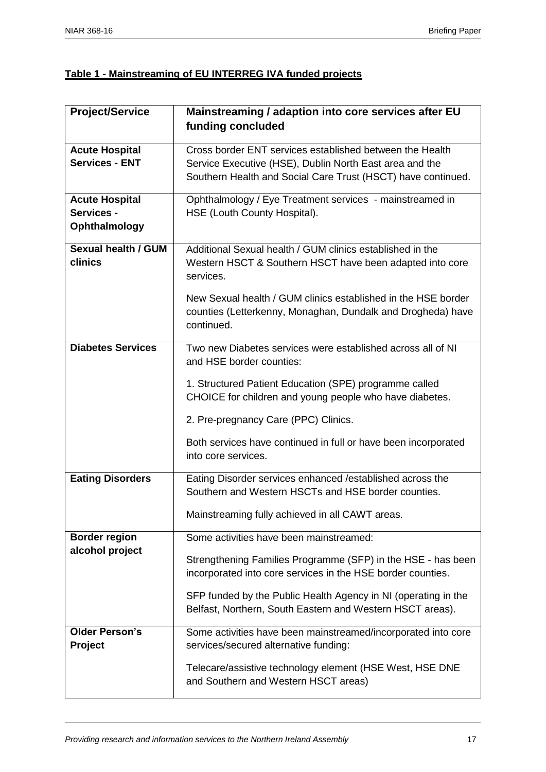**Table 1 - Mainstreaming of EU INTERREG IVA funded projects**

| Project/Service | Mainstreaming / adaption into core services after EU funding concluded |
|---|---|
| **Acute Hospital Services - ENT** | Cross border ENT services established between the Health Service Executive (HSE), Dublin North East area and the Southern Health and Social Care Trust (HSCT) have continued. |
| **Acute Hospital Services - Ophthalmology** | Ophthalmology / Eye Treatment services - mainstreamed in HSE (Louth County Hospital). |
| **Sexual health / GUM clinics** | Additional Sexual health / GUM clinics established in the Western HSCT & Southern HSCT have been adapted into core services.<br><br>New Sexual health / GUM clinics established in the HSE border counties (Letterkenny, Monaghan, Dundalk and Drogheda) have continued. |
| **Diabetes Services** | Two new Diabetes services were established across all of NI and HSE border counties:<br><br>1. Structured Patient Education (SPE) programme called CHOICE for children and young people who have diabetes.<br><br>2. Pre-pregnancy Care (PPC) Clinics.<br><br>Both services have continued in full or have been incorporated into core services. |
| **Eating Disorders** | Eating Disorder services enhanced /established across the Southern and Western HSCTs and HSE border counties.<br><br>Mainstreaming fully achieved in all CAWT areas. |
| **Border region alcohol project** | Some activities have been mainstreamed:<br><br>Strengthening Families Programme (SFP) in the HSE - has been incorporated into core services in the HSE border counties.<br><br>SFP funded by the Public Health Agency in NI (operating in the Belfast, Northern, South Eastern and Western HSCT areas). |
| **Older Person's Project** | Some activities have been mainstreamed/incorporated into core services/secured alternative funding:<br><br>Telecare/assistive technology element (HSE West, HSE DNE and Southern and Western HSCT areas) |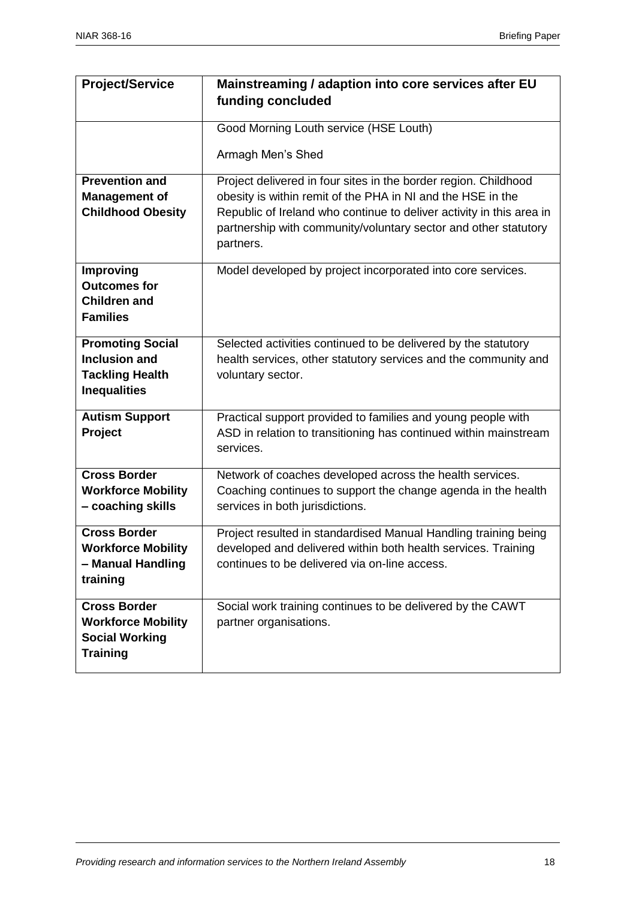| Project/Service | Mainstreaming / adaption into core services after EU funding concluded |
|---|---|
| | Good Morning Louth service (HSE Louth)<br><br>Armagh Men's Shed |
| **Prevention and Management of Childhood Obesity** | Project delivered in four sites in the border region. Childhood obesity is within remit of the PHA in NI and the HSE in the Republic of Ireland who continue to deliver activity in this area in partnership with community/voluntary sector and other statutory partners. |
| **Improving Outcomes for Children and Families** | Model developed by project incorporated into core services. |
| **Promoting Social Inclusion and Tackling Health Inequalities** | Selected activities continued to be delivered by the statutory health services, other statutory services and the community and voluntary sector. |
| **Autism Support Project** | Practical support provided to families and young people with ASD in relation to transitioning has continued within mainstream services. |
| **Cross Border Workforce Mobility – coaching skills** | Network of coaches developed across the health services. Coaching continues to support the change agenda in the health services in both jurisdictions. |
| **Cross Border Workforce Mobility – Manual Handling training** | Project resulted in standardised Manual Handling training being developed and delivered within both health services. Training continues to be delivered via on-line access. |
| **Cross Border Workforce Mobility Social Working Training** | Social work training continues to be delivered by the CAWT partner organisations. |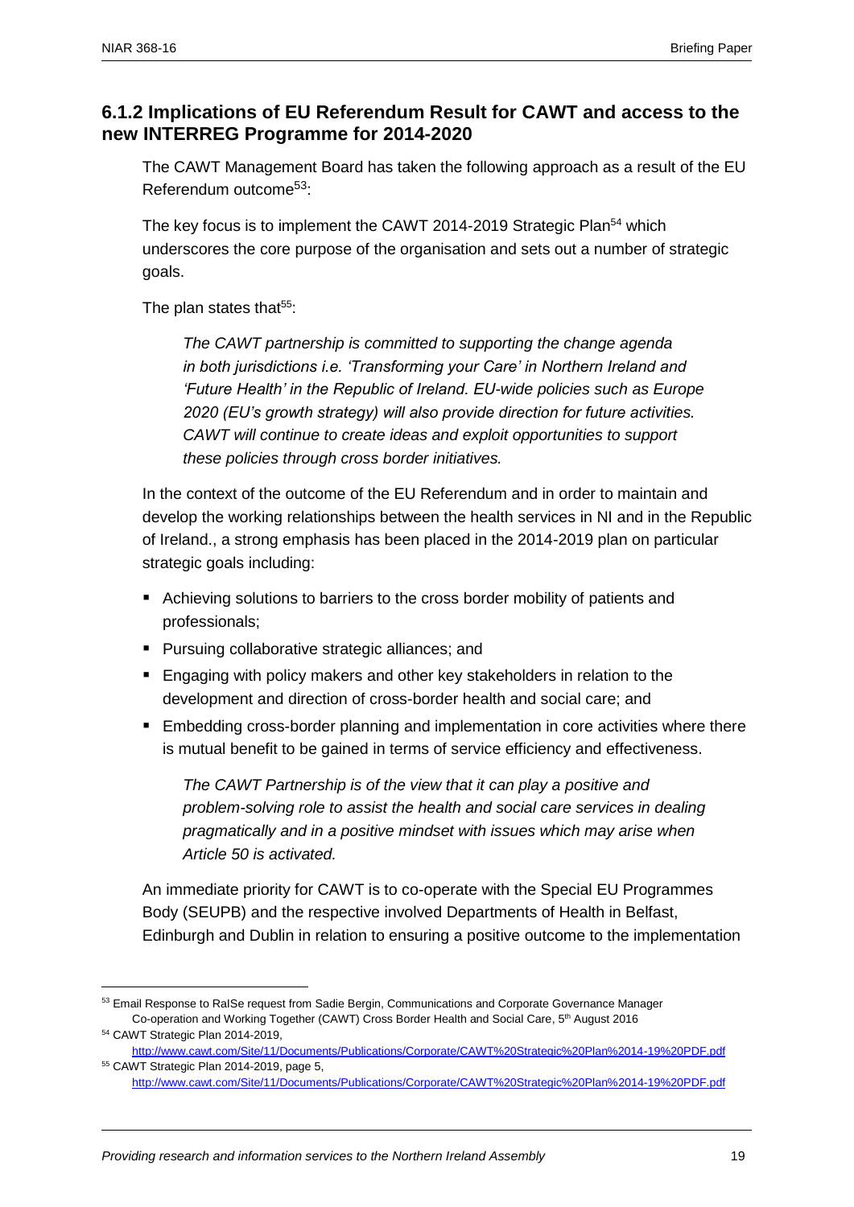### 6.1.2 Implications of EU Referendum Result for CAWT and access to the new INTERREG Programme for 2014-2020

The CAWT Management Board has taken the following approach as a result of the EU Referendum outcome[53]:

The key focus is to implement the CAWT 2014-2019 Strategic Plan[54] which underscores the core purpose of the organisation and sets out a number of strategic goals.

The plan states that[55]:

> *The CAWT partnership is committed to supporting the change agenda in both jurisdictions i.e. 'Transforming your Care' in Northern Ireland and 'Future Health' in the Republic of Ireland. EU-wide policies such as Europe 2020 (EU's growth strategy) will also provide direction for future activities. CAWT will continue to create ideas and exploit opportunities to support these policies through cross border initiatives.*

In the context of the outcome of the EU Referendum and in order to maintain and develop the working relationships between the health services in NI and in the Republic of Ireland., a strong emphasis has been placed in the 2014-2019 plan on particular strategic goals including:

- Achieving solutions to barriers to the cross border mobility of patients and professionals;
- Pursuing collaborative strategic alliances; and
- Engaging with policy makers and other key stakeholders in relation to the development and direction of cross-border health and social care; and
- Embedding cross-border planning and implementation in core activities where there is mutual benefit to be gained in terms of service efficiency and effectiveness.

> *The CAWT Partnership is of the view that it can play a positive and problem-solving role to assist the health and social care services in dealing pragmatically and in a positive mindset with issues which may arise when Article 50 is activated.*

An immediate priority for CAWT is to co-operate with the Special EU Programmes Body (SEUPB) and the respective involved Departments of Health in Belfast, Edinburgh and Dublin in relation to ensuring a positive outcome to the implementation

---

[53] Email Response to RaISe request from Sadie Bergin, Communications and Corporate Governance Manager Co-operation and Working Together (CAWT) Cross Border Health and Social Care, 5th August 2016

[54] CAWT Strategic Plan 2014-2019, http://www.cawt.com/Site/11/Documents/Publications/Corporate/CAWT%20Strategic%20Plan%2014-19%20PDF.pdf

[55] CAWT Strategic Plan 2014-2019, page 5, http://www.cawt.com/Site/11/Documents/Publications/Corporate/CAWT%20Strategic%20Plan%2014-19%20PDF.pdf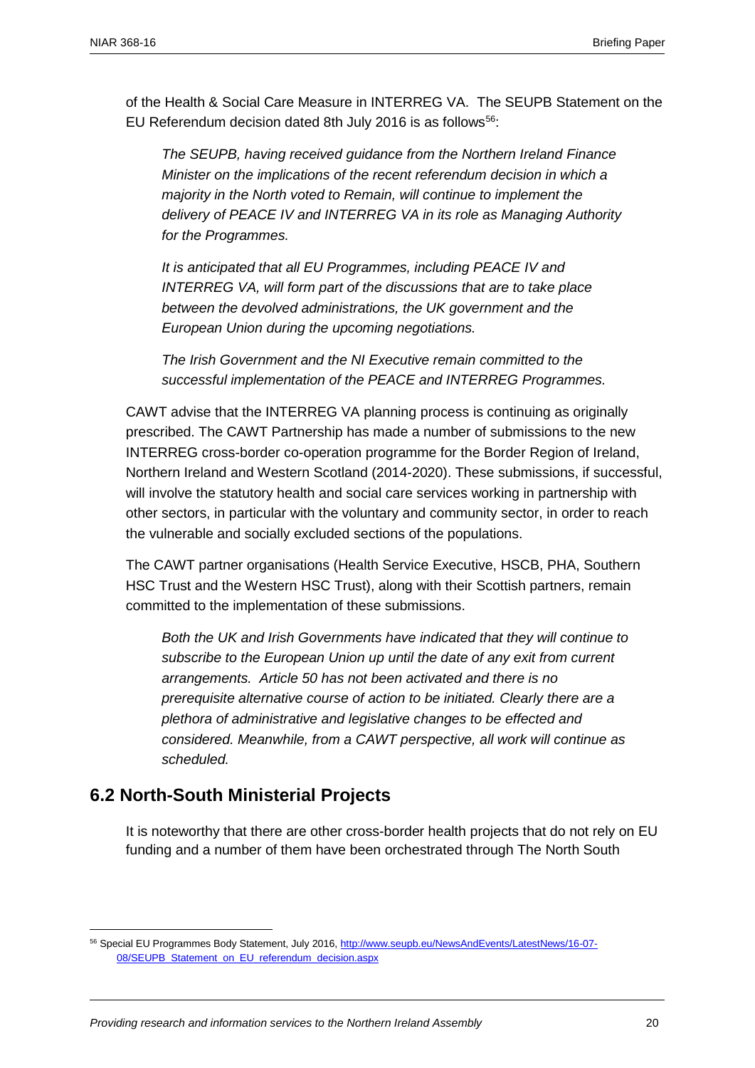of the Health & Social Care Measure in INTERREG VA. The SEUPB Statement on the EU Referendum decision dated 8th July 2016 is as follows[56]:

> *The SEUPB, having received guidance from the Northern Ireland Finance Minister on the implications of the recent referendum decision in which a majority in the North voted to Remain, will continue to implement the delivery of PEACE IV and INTERREG VA in its role as Managing Authority for the Programmes.*
>
> *It is anticipated that all EU Programmes, including PEACE IV and INTERREG VA, will form part of the discussions that are to take place between the devolved administrations, the UK government and the European Union during the upcoming negotiations.*
>
> *The Irish Government and the NI Executive remain committed to the successful implementation of the PEACE and INTERREG Programmes.*

CAWT advise that the INTERREG VA planning process is continuing as originally prescribed. The CAWT Partnership has made a number of submissions to the new INTERREG cross-border co-operation programme for the Border Region of Ireland, Northern Ireland and Western Scotland (2014-2020). These submissions, if successful, will involve the statutory health and social care services working in partnership with other sectors, in particular with the voluntary and community sector, in order to reach the vulnerable and socially excluded sections of the populations.

The CAWT partner organisations (Health Service Executive, HSCB, PHA, Southern HSC Trust and the Western HSC Trust), along with their Scottish partners, remain committed to the implementation of these submissions.

> *Both the UK and Irish Governments have indicated that they will continue to subscribe to the European Union up until the date of any exit from current arrangements. Article 50 has not been activated and there is no prerequisite alternative course of action to be initiated. Clearly there are a plethora of administrative and legislative changes to be effected and considered. Meanwhile, from a CAWT perspective, all work will continue as scheduled.*

## 6.2 North-South Ministerial Projects

It is noteworthy that there are other cross-border health projects that do not rely on EU funding and a number of them have been orchestrated through The North South

---

[56] Special EU Programmes Body Statement, July 2016, http://www.seupb.eu/NewsAndEvents/LatestNews/16-07-08/SEUPB_Statement_on_EU_referendum_decision.aspx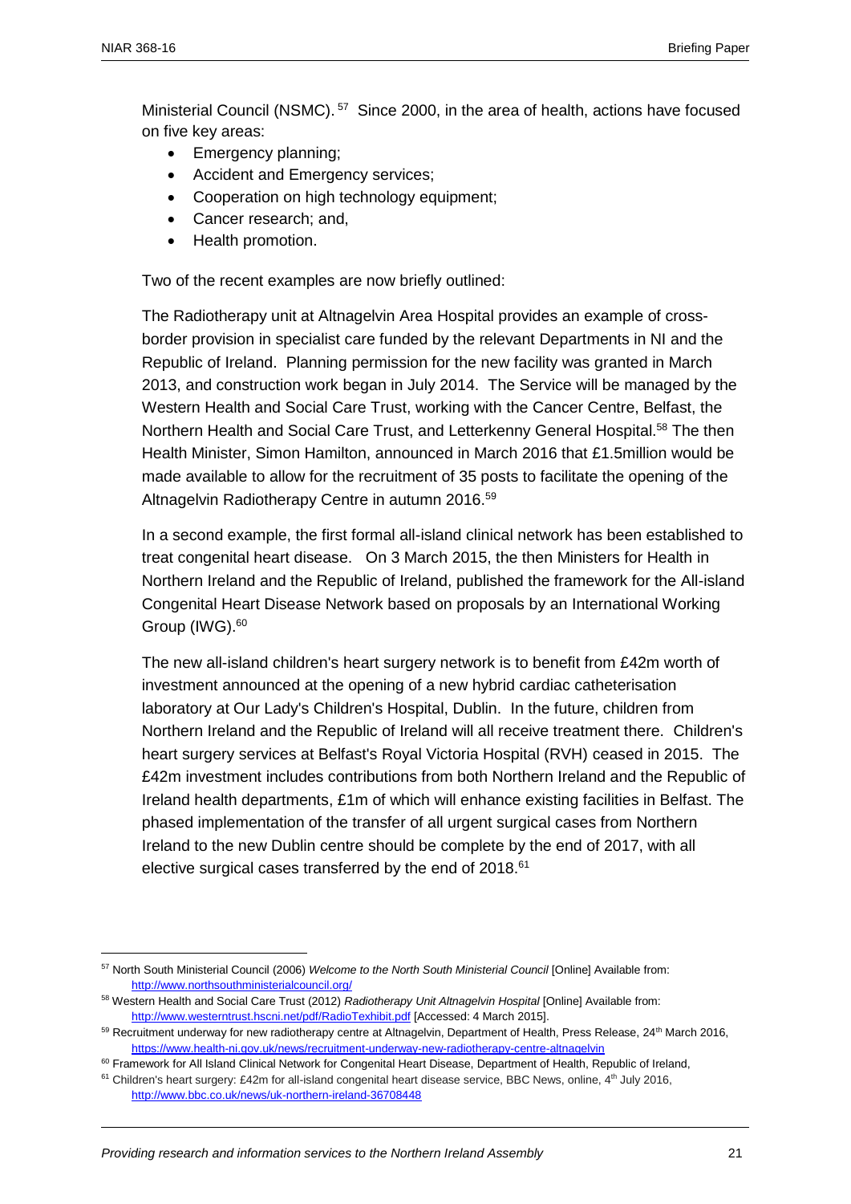Ministerial Council (NSMC).[57] Since 2000, in the area of health, actions have focused on five key areas:

- Emergency planning;
- Accident and Emergency services;
- Cooperation on high technology equipment;
- Cancer research; and,
- Health promotion.

Two of the recent examples are now briefly outlined:

The Radiotherapy unit at Altnagelvin Area Hospital provides an example of cross-border provision in specialist care funded by the relevant Departments in NI and the Republic of Ireland. Planning permission for the new facility was granted in March 2013, and construction work began in July 2014. The Service will be managed by the Western Health and Social Care Trust, working with the Cancer Centre, Belfast, the Northern Health and Social Care Trust, and Letterkenny General Hospital.[58] The then Health Minister, Simon Hamilton, announced in March 2016 that £1.5million would be made available to allow for the recruitment of 35 posts to facilitate the opening of the Altnagelvin Radiotherapy Centre in autumn 2016.[59]

In a second example, the first formal all-island clinical network has been established to treat congenital heart disease. On 3 March 2015, the then Ministers for Health in Northern Ireland and the Republic of Ireland, published the framework for the All-island Congenital Heart Disease Network based on proposals by an International Working Group (IWG).[60]

The new all-island children's heart surgery network is to benefit from £42m worth of investment announced at the opening of a new hybrid cardiac catheterisation laboratory at Our Lady's Children's Hospital, Dublin. In the future, children from Northern Ireland and the Republic of Ireland will all receive treatment there. Children's heart surgery services at Belfast's Royal Victoria Hospital (RVH) ceased in 2015. The £42m investment includes contributions from both Northern Ireland and the Republic of Ireland health departments, £1m of which will enhance existing facilities in Belfast. The phased implementation of the transfer of all urgent surgical cases from Northern Ireland to the new Dublin centre should be complete by the end of 2017, with all elective surgical cases transferred by the end of 2018.[61]

---

[57] North South Ministerial Council (2006) *Welcome to the North South Ministerial Council* [Online] Available from: http://www.northsouthministerialcouncil.org/

[58] Western Health and Social Care Trust (2012) *Radiotherapy Unit Altnagelvin Hospital* [Online] Available from: http://www.westerntrust.hscni.net/pdf/RadioTexhibit.pdf [Accessed: 4 March 2015].

[59] Recruitment underway for new radiotherapy centre at Altnagelvin, Department of Health, Press Release, 24th March 2016, https://www.health-ni.gov.uk/news/recruitment-underway-new-radiotherapy-centre-altnagelvin

[60] Framework for All Island Clinical Network for Congenital Heart Disease, Department of Health, Republic of Ireland,

[61] Children's heart surgery: £42m for all-island congenital heart disease service, BBC News, online, 4th July 2016, http://www.bbc.co.uk/news/uk-northern-ireland-36708448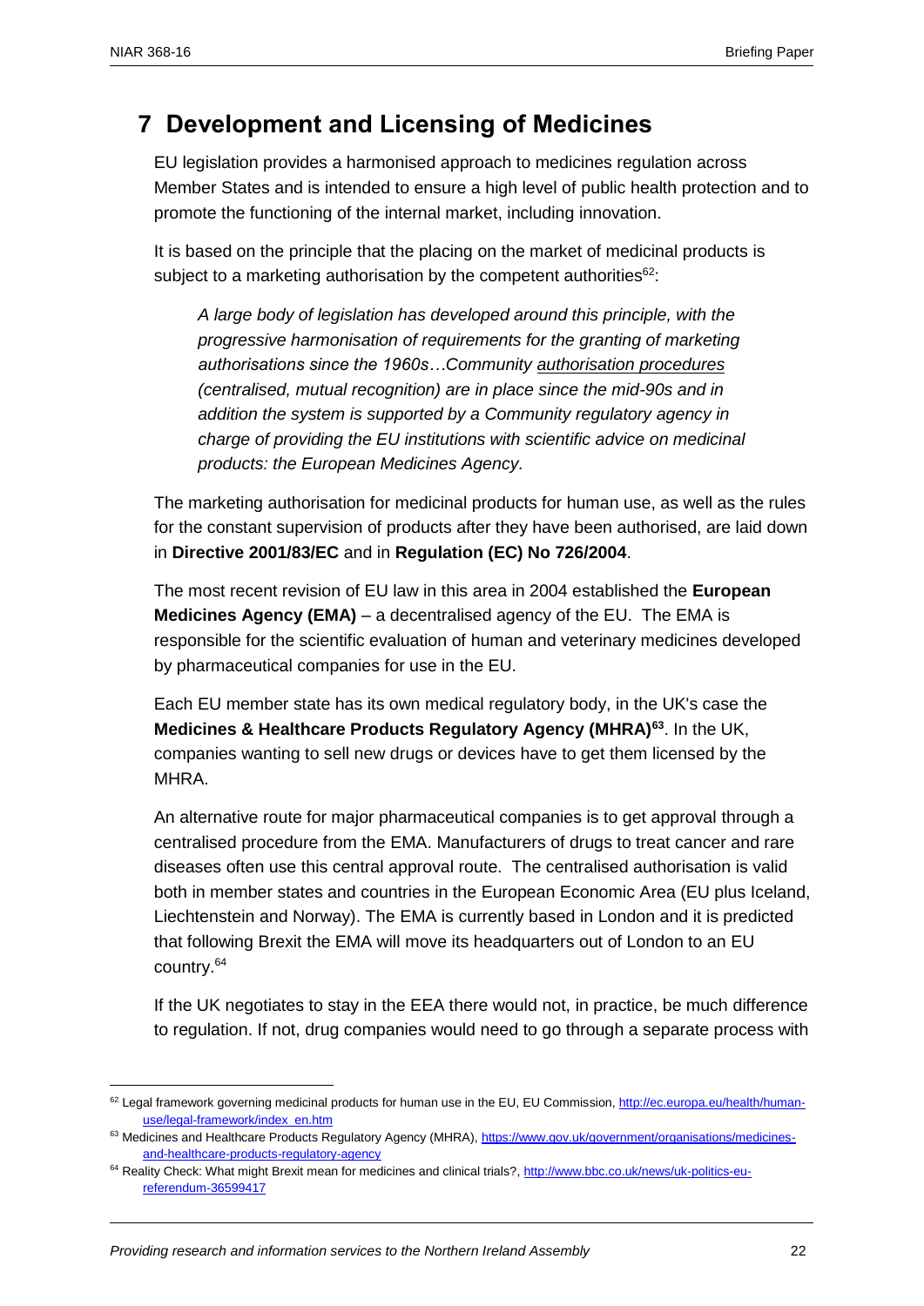# 7 Development and Licensing of Medicines

EU legislation provides a harmonised approach to medicines regulation across Member States and is intended to ensure a high level of public health protection and to promote the functioning of the internal market, including innovation.

It is based on the principle that the placing on the market of medicinal products is subject to a marketing authorisation by the competent authorities[62]:

> *A large body of legislation has developed around this principle, with the progressive harmonisation of requirements for the granting of marketing authorisations since the 1960s…Community authorisation procedures (centralised, mutual recognition) are in place since the mid-90s and in addition the system is supported by a Community regulatory agency in charge of providing the EU institutions with scientific advice on medicinal products: the European Medicines Agency.*

The marketing authorisation for medicinal products for human use, as well as the rules for the constant supervision of products after they have been authorised, are laid down in **Directive 2001/83/EC** and in **Regulation (EC) No 726/2004**.

The most recent revision of EU law in this area in 2004 established the **European Medicines Agency (EMA)** – a decentralised agency of the EU. The EMA is responsible for the scientific evaluation of human and veterinary medicines developed by pharmaceutical companies for use in the EU.

Each EU member state has its own medical regulatory body, in the UK's case the **Medicines & Healthcare Products Regulatory Agency (MHRA)[63]**. In the UK, companies wanting to sell new drugs or devices have to get them licensed by the MHRA.

An alternative route for major pharmaceutical companies is to get approval through a centralised procedure from the EMA. Manufacturers of drugs to treat cancer and rare diseases often use this central approval route. The centralised authorisation is valid both in member states and countries in the European Economic Area (EU plus Iceland, Liechtenstein and Norway). The EMA is currently based in London and it is predicted that following Brexit the EMA will move its headquarters out of London to an EU country.[64]

If the UK negotiates to stay in the EEA there would not, in practice, be much difference to regulation. If not, drug companies would need to go through a separate process with

---

[62] Legal framework governing medicinal products for human use in the EU, EU Commission, http://ec.europa.eu/health/human-use/legal-framework/index_en.htm

[63] Medicines and Healthcare Products Regulatory Agency (MHRA), https://www.gov.uk/government/organisations/medicines-and-healthcare-products-regulatory-agency

[64] Reality Check: What might Brexit mean for medicines and clinical trials?, http://www.bbc.co.uk/news/uk-politics-eu-referendum-36599417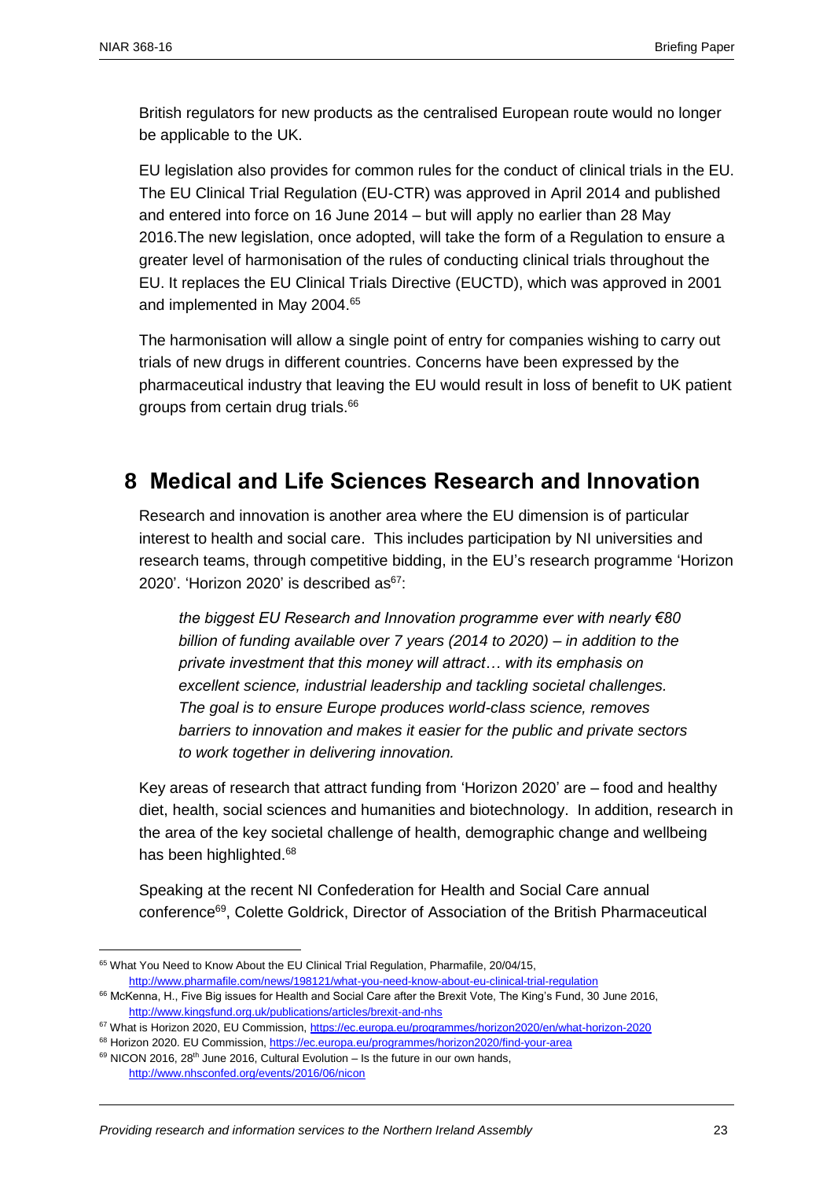British regulators for new products as the centralised European route would no longer be applicable to the UK.

EU legislation also provides for common rules for the conduct of clinical trials in the EU. The EU Clinical Trial Regulation (EU-CTR) was approved in April 2014 and published and entered into force on 16 June 2014 – but will apply no earlier than 28 May 2016.The new legislation, once adopted, will take the form of a Regulation to ensure a greater level of harmonisation of the rules of conducting clinical trials throughout the EU. It replaces the EU Clinical Trials Directive (EUCTD), which was approved in 2001 and implemented in May 2004.[65]

The harmonisation will allow a single point of entry for companies wishing to carry out trials of new drugs in different countries. Concerns have been expressed by the pharmaceutical industry that leaving the EU would result in loss of benefit to UK patient groups from certain drug trials.[66]

## 8 Medical and Life Sciences Research and Innovation

Research and innovation is another area where the EU dimension is of particular interest to health and social care. This includes participation by NI universities and research teams, through competitive bidding, in the EU's research programme 'Horizon 2020'. 'Horizon 2020' is described as[67]:

> *the biggest EU Research and Innovation programme ever with nearly €80 billion of funding available over 7 years (2014 to 2020) – in addition to the private investment that this money will attract… with its emphasis on excellent science, industrial leadership and tackling societal challenges. The goal is to ensure Europe produces world-class science, removes barriers to innovation and makes it easier for the public and private sectors to work together in delivering innovation.*

Key areas of research that attract funding from 'Horizon 2020' are – food and healthy diet, health, social sciences and humanities and biotechnology. In addition, research in the area of the key societal challenge of health, demographic change and wellbeing has been highlighted.[68]

Speaking at the recent NI Confederation for Health and Social Care annual conference[69], Colette Goldrick, Director of Association of the British Pharmaceutical

---

[65] What You Need to Know About the EU Clinical Trial Regulation, Pharmafile, 20/04/15, http://www.pharmafile.com/news/198121/what-you-need-know-about-eu-clinical-trial-regulation

[66] McKenna, H., Five Big issues for Health and Social Care after the Brexit Vote, The King's Fund, 30 June 2016, http://www.kingsfund.org.uk/publications/articles/brexit-and-nhs

[67] What is Horizon 2020, EU Commission, https://ec.europa.eu/programmes/horizon2020/en/what-horizon-2020

[68] Horizon 2020. EU Commission, https://ec.europa.eu/programmes/horizon2020/find-your-area

[69] NICON 2016, 28th June 2016, Cultural Evolution – Is the future in our own hands, http://www.nhsconfed.org/events/2016/06/nicon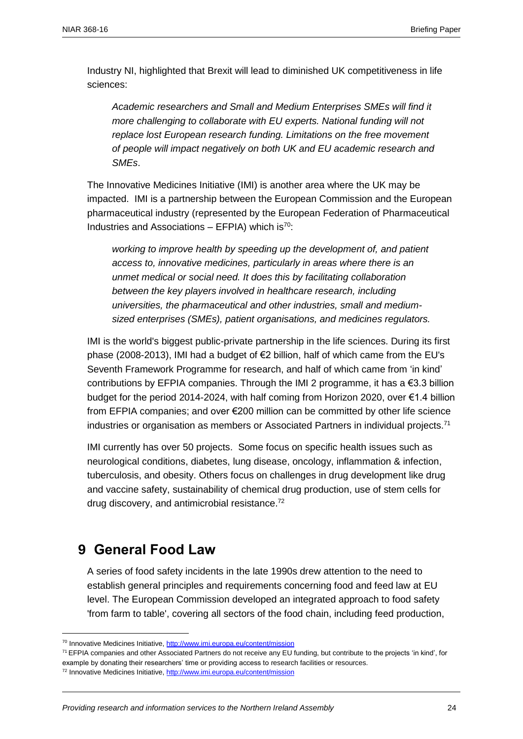Industry NI, highlighted that Brexit will lead to diminished UK competitiveness in life sciences:

> *Academic researchers and Small and Medium Enterprises SMEs will find it more challenging to collaborate with EU experts. National funding will not replace lost European research funding. Limitations on the free movement of people will impact negatively on both UK and EU academic research and SMEs*.

The Innovative Medicines Initiative (IMI) is another area where the UK may be impacted. IMI is a partnership between the European Commission and the European pharmaceutical industry (represented by the European Federation of Pharmaceutical Industries and Associations – EFPIA) which is[70]:

> *working to improve health by speeding up the development of, and patient access to, innovative medicines, particularly in areas where there is an unmet medical or social need. It does this by facilitating collaboration between the key players involved in healthcare research, including universities, the pharmaceutical and other industries, small and medium-sized enterprises (SMEs), patient organisations, and medicines regulators.*

IMI is the world's biggest public-private partnership in the life sciences. During its first phase (2008-2013), IMI had a budget of €2 billion, half of which came from the EU's Seventh Framework Programme for research, and half of which came from 'in kind' contributions by EFPIA companies. Through the IMI 2 programme, it has a €3.3 billion budget for the period 2014-2024, with half coming from Horizon 2020, over €1.4 billion from EFPIA companies; and over €200 million can be committed by other life science industries or organisation as members or Associated Partners in individual projects.[71]

IMI currently has over 50 projects. Some focus on specific health issues such as neurological conditions, diabetes, lung disease, oncology, inflammation & infection, tuberculosis, and obesity. Others focus on challenges in drug development like drug and vaccine safety, sustainability of chemical drug production, use of stem cells for drug discovery, and antimicrobial resistance.[72]

# 9 General Food Law

A series of food safety incidents in the late 1990s drew attention to the need to establish general principles and requirements concerning food and feed law at EU level. The European Commission developed an integrated approach to food safety 'from farm to table', covering all sectors of the food chain, including feed production,

---

[70] Innovative Medicines Initiative, http://www.imi.europa.eu/content/mission

[71] EFPIA companies and other Associated Partners do not receive any EU funding, but contribute to the projects 'in kind', for example by donating their researchers' time or providing access to research facilities or resources.

[72] Innovative Medicines Initiative, http://www.imi.europa.eu/content/mission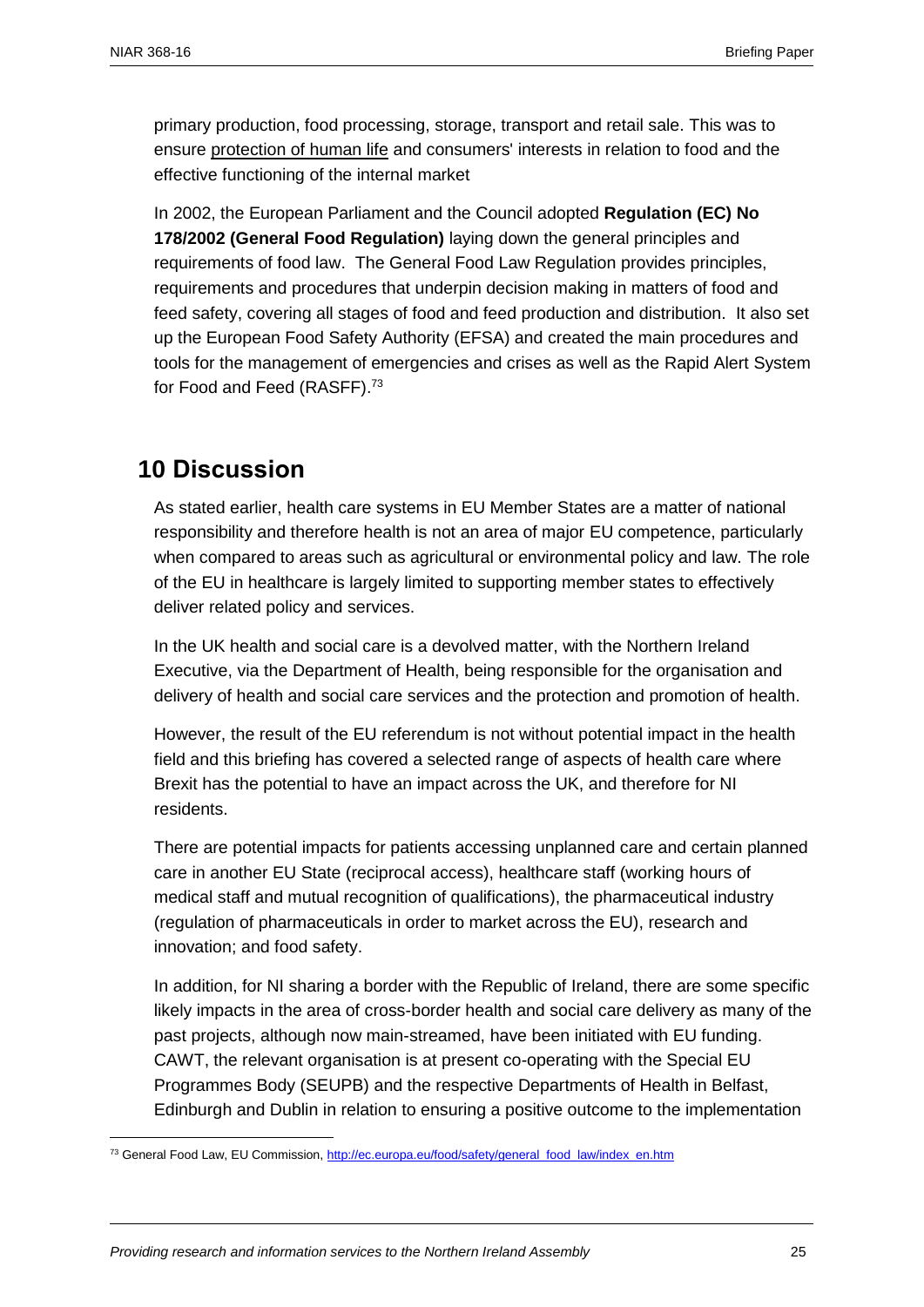primary production, food processing, storage, transport and retail sale. This was to ensure protection of human life and consumers' interests in relation to food and the effective functioning of the internal market

In 2002, the European Parliament and the Council adopted **Regulation (EC) No 178/2002 (General Food Regulation)** laying down the general principles and requirements of food law. The General Food Law Regulation provides principles, requirements and procedures that underpin decision making in matters of food and feed safety, covering all stages of food and feed production and distribution. It also set up the European Food Safety Authority (EFSA) and created the main procedures and tools for the management of emergencies and crises as well as the Rapid Alert System for Food and Feed (RASFF).[73]

# 10 Discussion

As stated earlier, health care systems in EU Member States are a matter of national responsibility and therefore health is not an area of major EU competence, particularly when compared to areas such as agricultural or environmental policy and law. The role of the EU in healthcare is largely limited to supporting member states to effectively deliver related policy and services.

In the UK health and social care is a devolved matter, with the Northern Ireland Executive, via the Department of Health, being responsible for the organisation and delivery of health and social care services and the protection and promotion of health.

However, the result of the EU referendum is not without potential impact in the health field and this briefing has covered a selected range of aspects of health care where Brexit has the potential to have an impact across the UK, and therefore for NI residents.

There are potential impacts for patients accessing unplanned care and certain planned care in another EU State (reciprocal access), healthcare staff (working hours of medical staff and mutual recognition of qualifications), the pharmaceutical industry (regulation of pharmaceuticals in order to market across the EU), research and innovation; and food safety.

In addition, for NI sharing a border with the Republic of Ireland, there are some specific likely impacts in the area of cross-border health and social care delivery as many of the past projects, although now main-streamed, have been initiated with EU funding. CAWT, the relevant organisation is at present co-operating with the Special EU Programmes Body (SEUPB) and the respective Departments of Health in Belfast, Edinburgh and Dublin in relation to ensuring a positive outcome to the implementation

[73] General Food Law, EU Commission, http://ec.europa.eu/food/safety/general_food_law/index_en.htm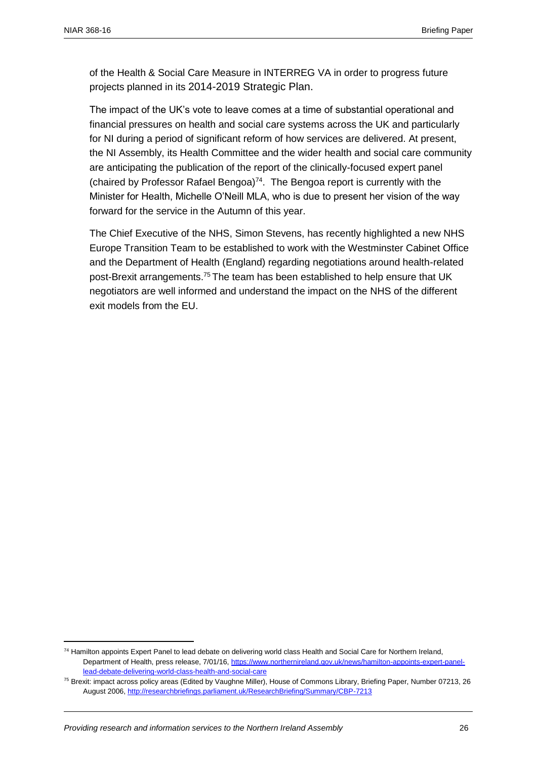of the Health & Social Care Measure in INTERREG VA in order to progress future projects planned in its 2014-2019 Strategic Plan.

The impact of the UK's vote to leave comes at a time of substantial operational and financial pressures on health and social care systems across the UK and particularly for NI during a period of significant reform of how services are delivered. At present, the NI Assembly, its Health Committee and the wider health and social care community are anticipating the publication of the report of the clinically-focused expert panel (chaired by Professor Rafael Bengoa)[74]. The Bengoa report is currently with the Minister for Health, Michelle O'Neill MLA, who is due to present her vision of the way forward for the service in the Autumn of this year.

The Chief Executive of the NHS, Simon Stevens, has recently highlighted a new NHS Europe Transition Team to be established to work with the Westminster Cabinet Office and the Department of Health (England) regarding negotiations around health-related post-Brexit arrangements.[75] The team has been established to help ensure that UK negotiators are well informed and understand the impact on the NHS of the different exit models from the EU.

---

[74] Hamilton appoints Expert Panel to lead debate on delivering world class Health and Social Care for Northern Ireland, Department of Health, press release, 7/01/16, https://www.northernireland.gov.uk/news/hamilton-appoints-expert-panel-lead-debate-delivering-world-class-health-and-social-care

[75] Brexit: impact across policy areas (Edited by Vaughne Miller), House of Commons Library, Briefing Paper, Number 07213, 26 August 2006, http://researchbriefings.parliament.uk/ResearchBriefing/Summary/CBP-7213